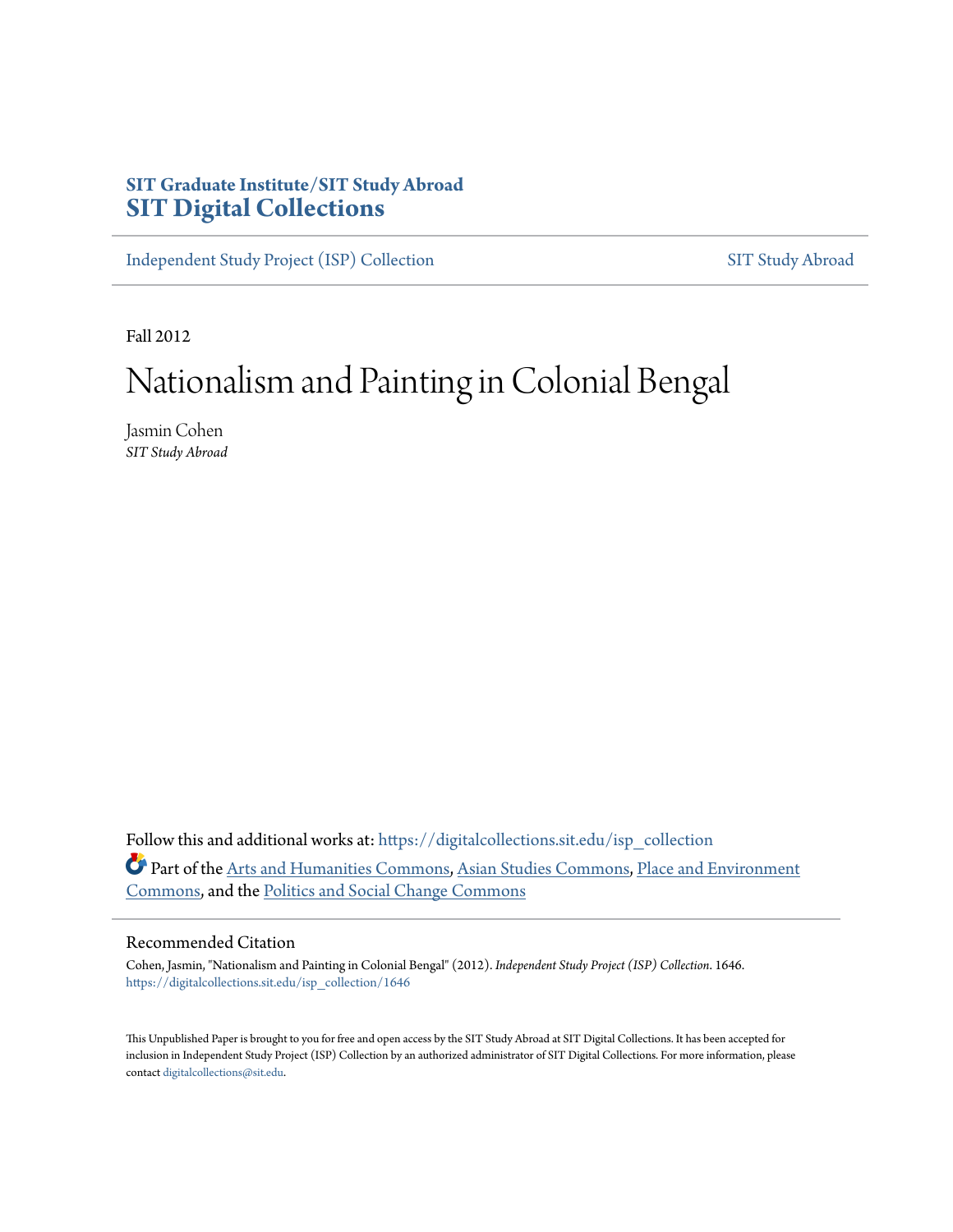**SIT Graduate Institute/SIT Study Abroad**
**SIT Digital Collections**

Independent Study Project (ISP) Collection | SIT Study Abroad

Fall 2012

# Nationalism and Painting in Colonial Bengal

Jasmin Cohen
*SIT Study Abroad*

Follow this and additional works at: https://digitalcollections.sit.edu/isp_collection

Part of the Arts and Humanities Commons, Asian Studies Commons, Place and Environment Commons, and the Politics and Social Change Commons

## Recommended Citation

Cohen, Jasmin, "Nationalism and Painting in Colonial Bengal" (2012). *Independent Study Project (ISP) Collection*. 1646.
https://digitalcollections.sit.edu/isp_collection/1646

This Unpublished Paper is brought to you for free and open access by the SIT Study Abroad at SIT Digital Collections. It has been accepted for inclusion in Independent Study Project (ISP) Collection by an authorized administrator of SIT Digital Collections. For more information, please contact digitalcollections@sit.edu.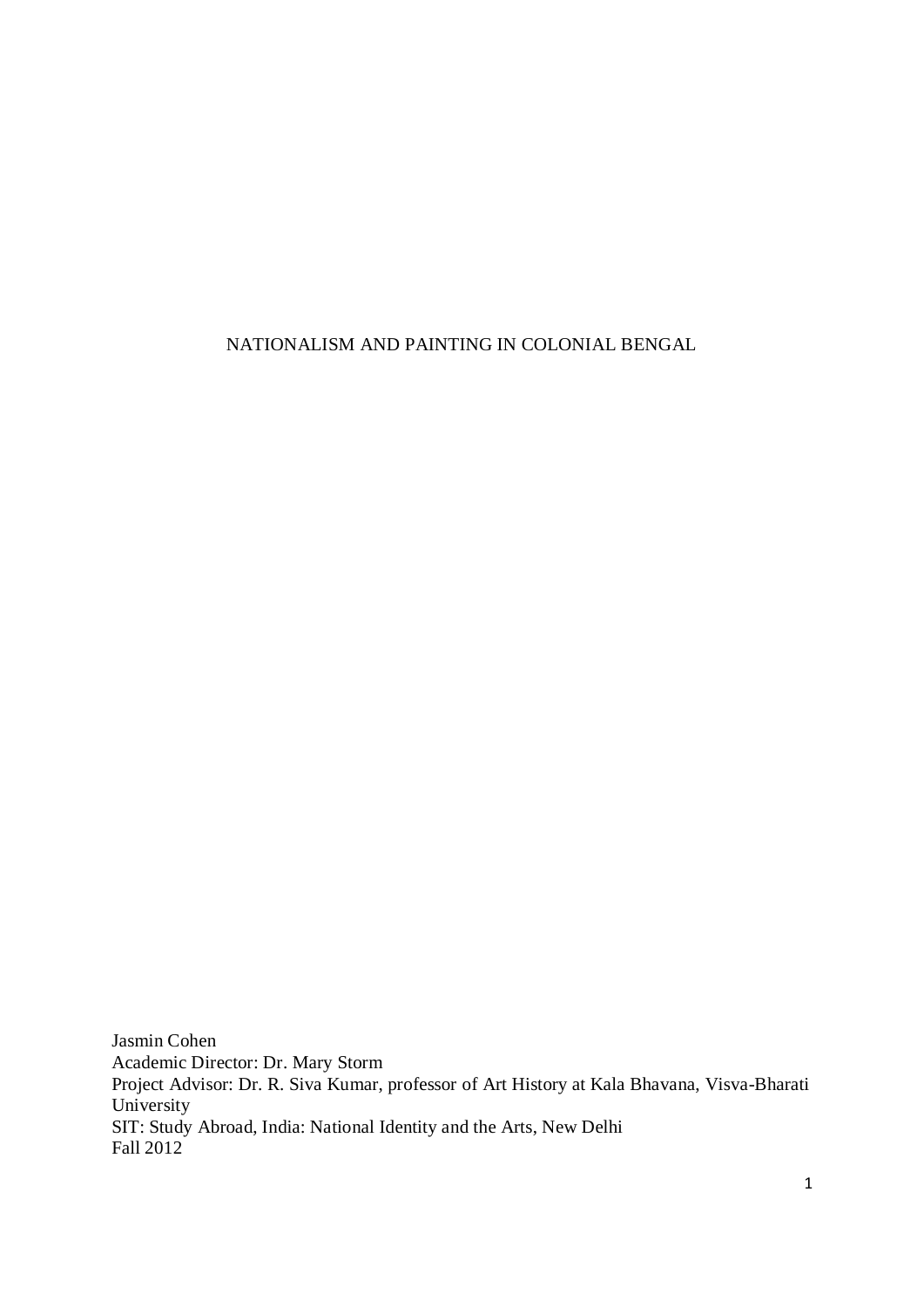# NATIONALISM AND PAINTING IN COLONIAL BENGAL

Jasmin Cohen
Academic Director: Dr. Mary Storm
Project Advisor: Dr. R. Siva Kumar, professor of Art History at Kala Bhavana, Visva-Bharati University
SIT: Study Abroad, India: National Identity and the Arts, New Delhi
Fall 2012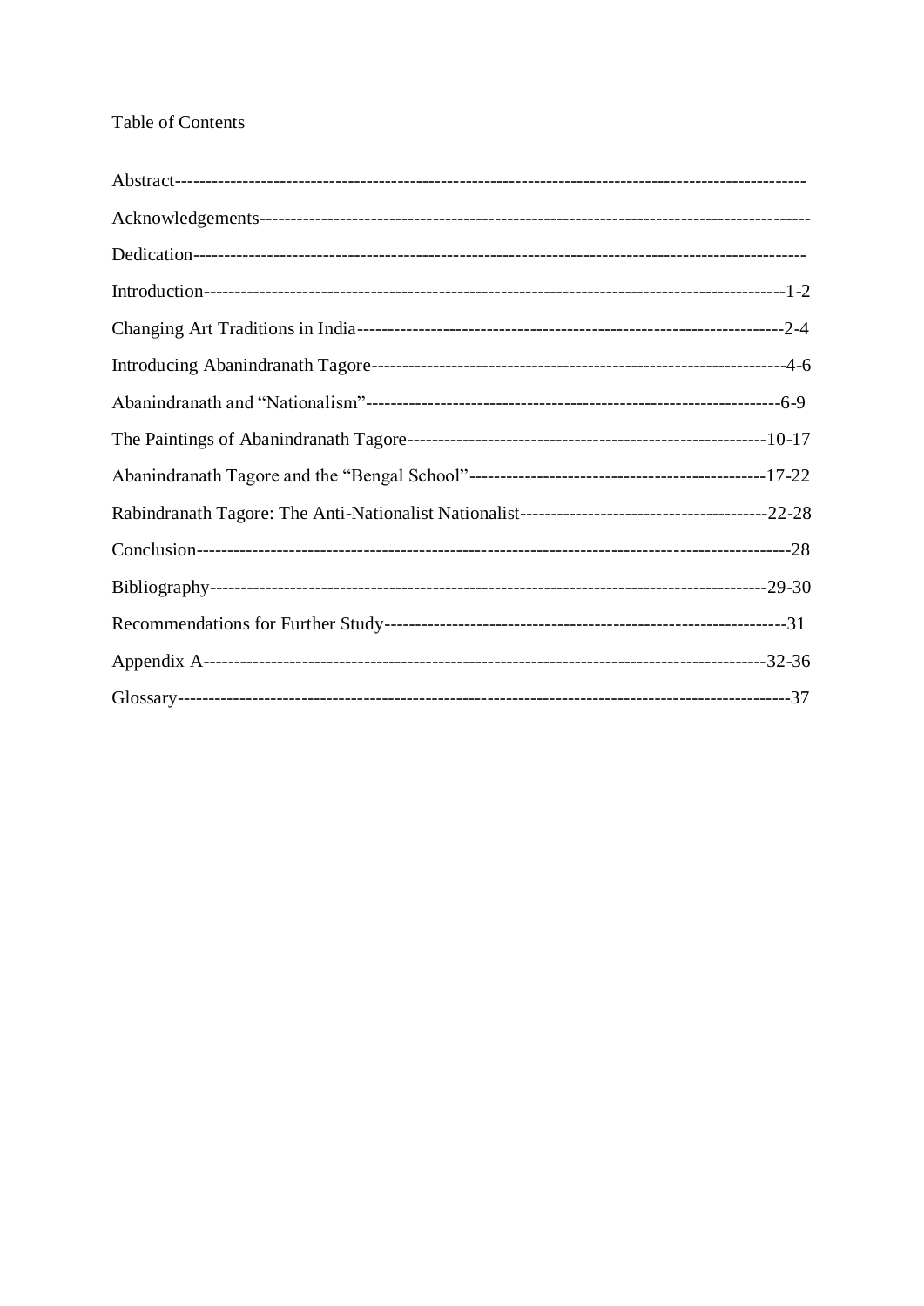# Table of Contents

Abstract-------------------------------------------------------------------------------------------------------

Acknowledgements----------------------------------------------------------------------------------------

Dedication-----------------------------------------------------------------------------------------------------

Introduction-------------------------------------------------------------------------------------------1-2

Changing Art Traditions in India-------------------------------------------------------------------2-4

Introducing Abanindranath Tagore-----------------------------------------------------------------4-6

Abanindranath and "Nationalism"------------------------------------------------------------------6-9

The Paintings of Abanindranath Tagore---------------------------------------------------------10-17

Abanindranath Tagore and the "Bengal School"-----------------------------------------------17-22

Rabindranath Tagore: The Anti-Nationalist Nationalist---------------------------------------22-28

Conclusion-----------------------------------------------------------------------------------------------28

Bibliography------------------------------------------------------------------------------------------29-30

Recommendations for Further Study---------------------------------------------------------------31

Appendix A------------------------------------------------------------------------------------------32-36

Glossary-------------------------------------------------------------------------------------------------37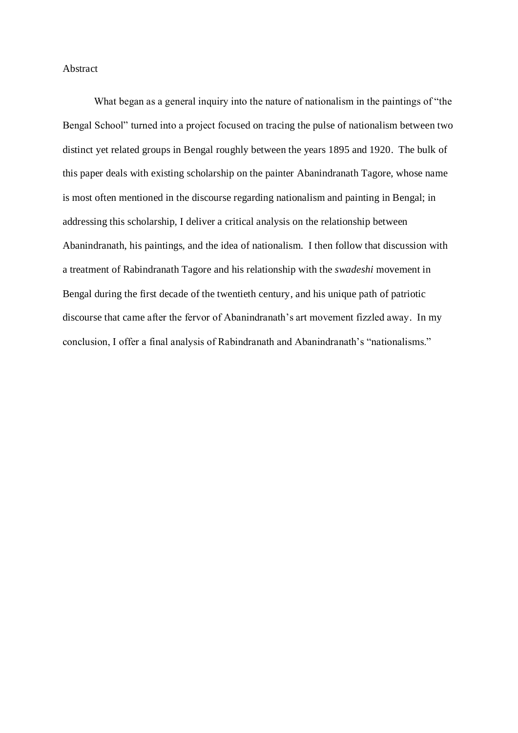# Abstract

What began as a general inquiry into the nature of nationalism in the paintings of "the Bengal School" turned into a project focused on tracing the pulse of nationalism between two distinct yet related groups in Bengal roughly between the years 1895 and 1920. The bulk of this paper deals with existing scholarship on the painter Abanindranath Tagore, whose name is most often mentioned in the discourse regarding nationalism and painting in Bengal; in addressing this scholarship, I deliver a critical analysis on the relationship between Abanindranath, his paintings, and the idea of nationalism. I then follow that discussion with a treatment of Rabindranath Tagore and his relationship with the *swadeshi* movement in Bengal during the first decade of the twentieth century, and his unique path of patriotic discourse that came after the fervor of Abanindranath's art movement fizzled away. In my conclusion, I offer a final analysis of Rabindranath and Abanindranath's "nationalisms."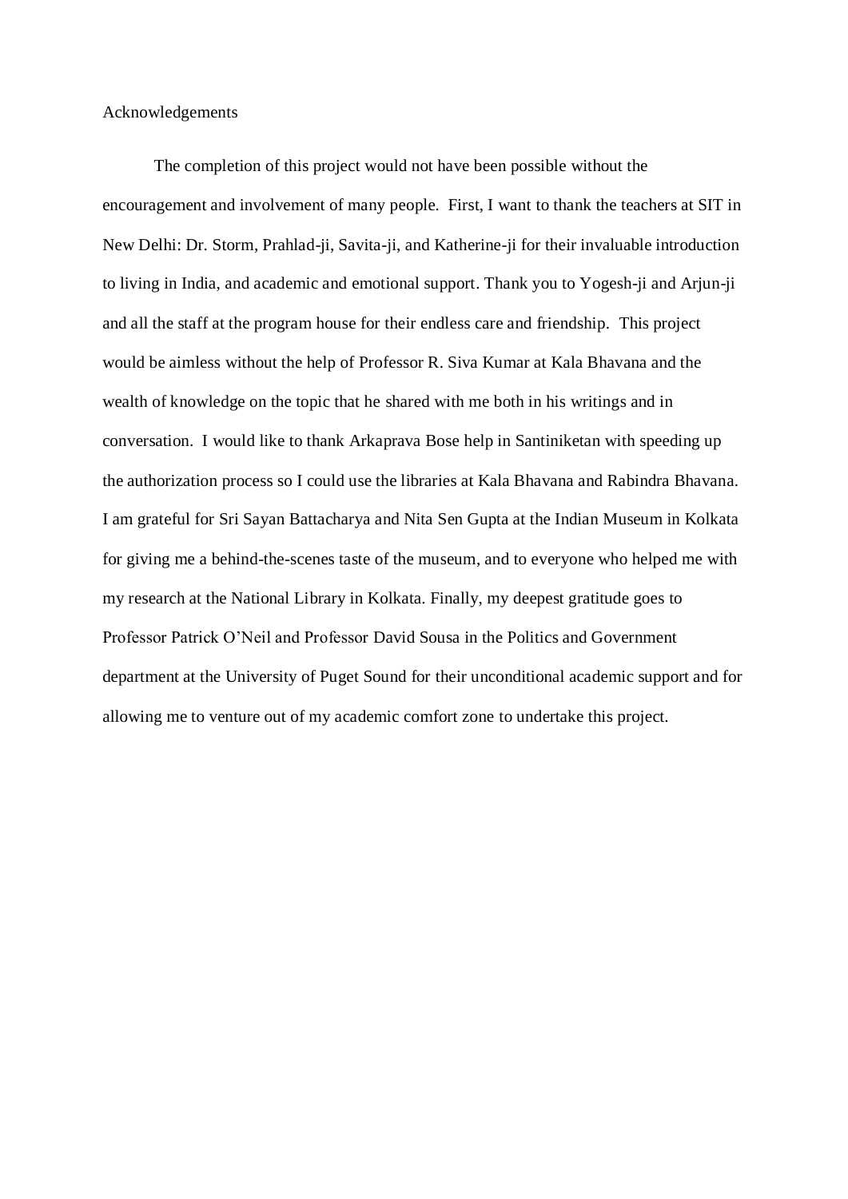# Acknowledgements

The completion of this project would not have been possible without the encouragement and involvement of many people. First, I want to thank the teachers at SIT in New Delhi: Dr. Storm, Prahlad-ji, Savita-ji, and Katherine-ji for their invaluable introduction to living in India, and academic and emotional support. Thank you to Yogesh-ji and Arjun-ji and all the staff at the program house for their endless care and friendship. This project would be aimless without the help of Professor R. Siva Kumar at Kala Bhavana and the wealth of knowledge on the topic that he shared with me both in his writings and in conversation. I would like to thank Arkaprava Bose help in Santiniketan with speeding up the authorization process so I could use the libraries at Kala Bhavana and Rabindra Bhavana. I am grateful for Sri Sayan Battacharya and Nita Sen Gupta at the Indian Museum in Kolkata for giving me a behind-the-scenes taste of the museum, and to everyone who helped me with my research at the National Library in Kolkata. Finally, my deepest gratitude goes to Professor Patrick O'Neil and Professor David Sousa in the Politics and Government department at the University of Puget Sound for their unconditional academic support and for allowing me to venture out of my academic comfort zone to undertake this project.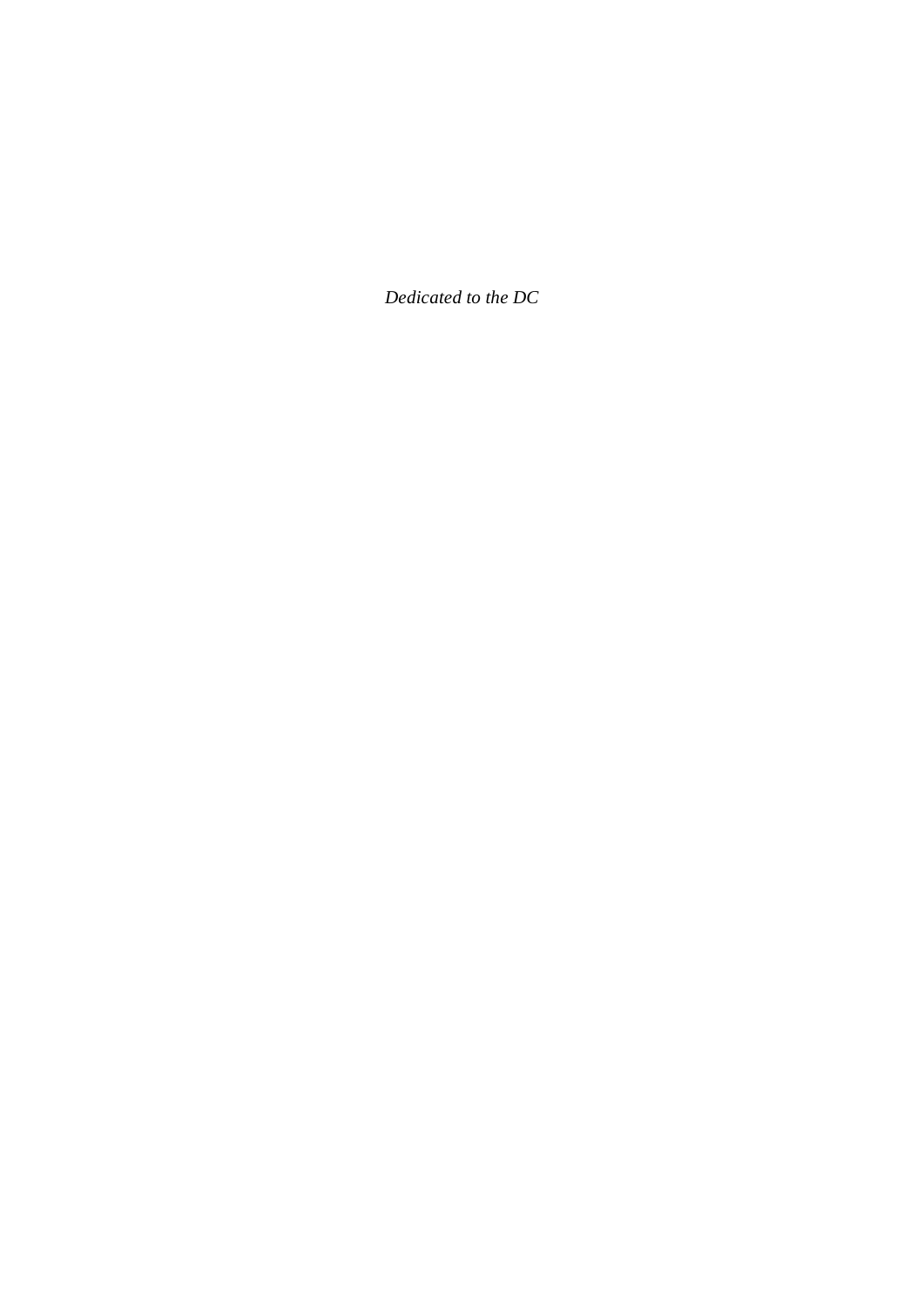*Dedicated to the DC*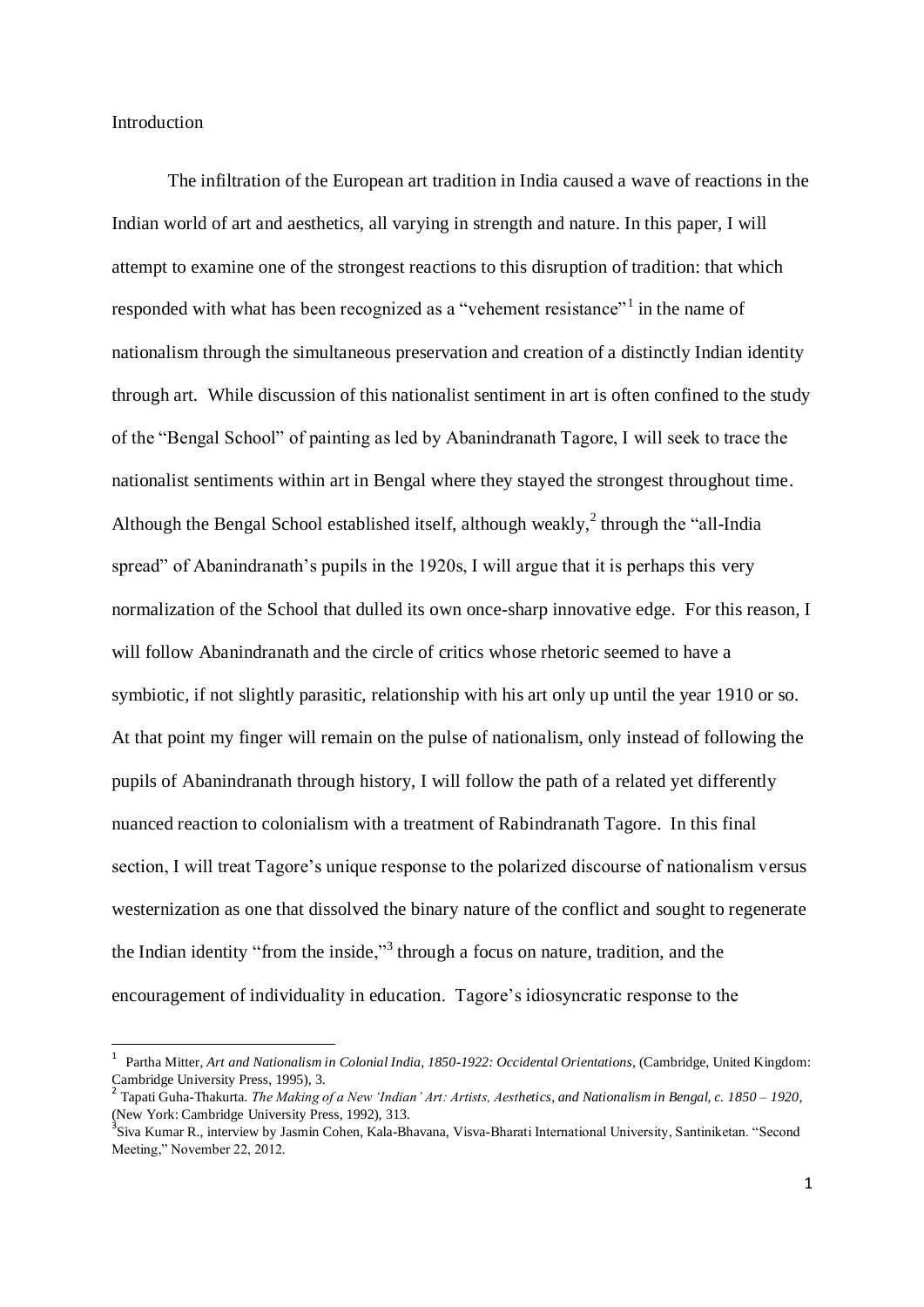Introduction

The infiltration of the European art tradition in India caused a wave of reactions in the Indian world of art and aesthetics, all varying in strength and nature. In this paper, I will attempt to examine one of the strongest reactions to this disruption of tradition: that which responded with what has been recognized as a "vehement resistance"[1] in the name of nationalism through the simultaneous preservation and creation of a distinctly Indian identity through art. While discussion of this nationalist sentiment in art is often confined to the study of the "Bengal School" of painting as led by Abanindranath Tagore, I will seek to trace the nationalist sentiments within art in Bengal where they stayed the strongest throughout time. Although the Bengal School established itself, although weakly,[2] through the "all-India spread" of Abanindranath's pupils in the 1920s, I will argue that it is perhaps this very normalization of the School that dulled its own once-sharp innovative edge. For this reason, I will follow Abanindranath and the circle of critics whose rhetoric seemed to have a symbiotic, if not slightly parasitic, relationship with his art only up until the year 1910 or so. At that point my finger will remain on the pulse of nationalism, only instead of following the pupils of Abanindranath through history, I will follow the path of a related yet differently nuanced reaction to colonialism with a treatment of Rabindranath Tagore. In this final section, I will treat Tagore's unique response to the polarized discourse of nationalism versus westernization as one that dissolved the binary nature of the conflict and sought to regenerate the Indian identity "from the inside,"[3] through a focus on nature, tradition, and the encouragement of individuality in education. Tagore's idiosyncratic response to the

---

[1] Partha Mitter, *Art and Nationalism in Colonial India, 1850-1922: Occidental Orientations*, (Cambridge, United Kingdom: Cambridge University Press, 1995), 3.

[2] Tapati Guha-Thakurta. *The Making of a New 'Indian' Art: Artists, Aesthetics, and Nationalism in Bengal, c. 1850 – 1920*, (New York: Cambridge University Press, 1992), 313.

[3] Siva Kumar R., interview by Jasmin Cohen, Kala-Bhavana, Visva-Bharati International University, Santiniketan. "Second Meeting," November 22, 2012.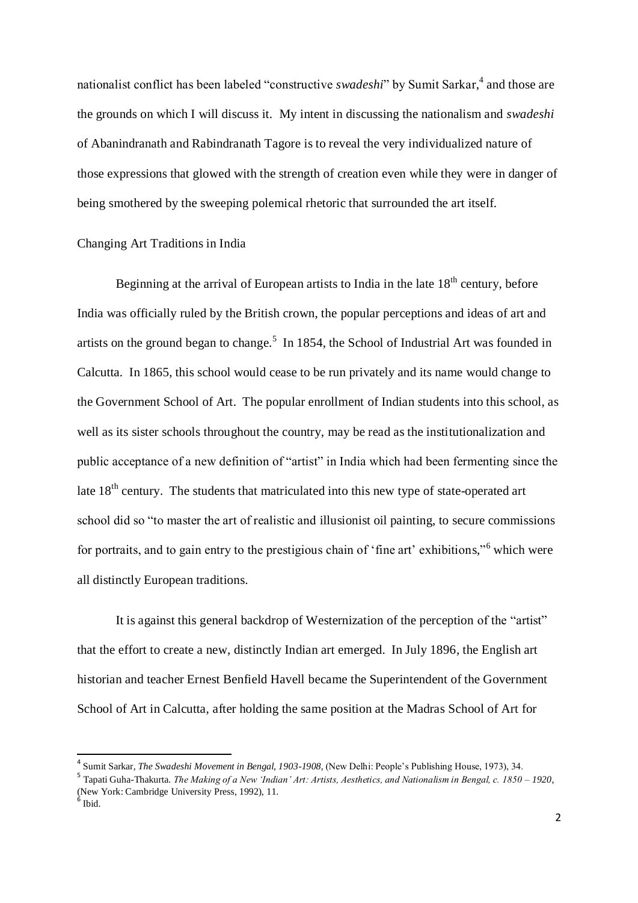nationalist conflict has been labeled "constructive *swadeshi*" by Sumit Sarkar,[4] and those are the grounds on which I will discuss it. My intent in discussing the nationalism and *swadeshi* of Abanindranath and Rabindranath Tagore is to reveal the very individualized nature of those expressions that glowed with the strength of creation even while they were in danger of being smothered by the sweeping polemical rhetoric that surrounded the art itself.

## Changing Art Traditions in India

Beginning at the arrival of European artists to India in the late 18th century, before India was officially ruled by the British crown, the popular perceptions and ideas of art and artists on the ground began to change.[5] In 1854, the School of Industrial Art was founded in Calcutta. In 1865, this school would cease to be run privately and its name would change to the Government School of Art. The popular enrollment of Indian students into this school, as well as its sister schools throughout the country, may be read as the institutionalization and public acceptance of a new definition of "artist" in India which had been fermenting since the late 18th century. The students that matriculated into this new type of state-operated art school did so "to master the art of realistic and illusionist oil painting, to secure commissions for portraits, and to gain entry to the prestigious chain of 'fine art' exhibitions,"[6] which were all distinctly European traditions.

It is against this general backdrop of Westernization of the perception of the "artist" that the effort to create a new, distinctly Indian art emerged. In July 1896, the English art historian and teacher Ernest Benfield Havell became the Superintendent of the Government School of Art in Calcutta, after holding the same position at the Madras School of Art for

---

[4] Sumit Sarkar, *The Swadeshi Movement in Bengal, 1903-1908*, (New Delhi: People's Publishing House, 1973), 34.

[5] Tapati Guha-Thakurta. *The Making of a New 'Indian' Art: Artists, Aesthetics, and Nationalism in Bengal, c. 1850 – 1920*, (New York: Cambridge University Press, 1992), 11.

[6] Ibid.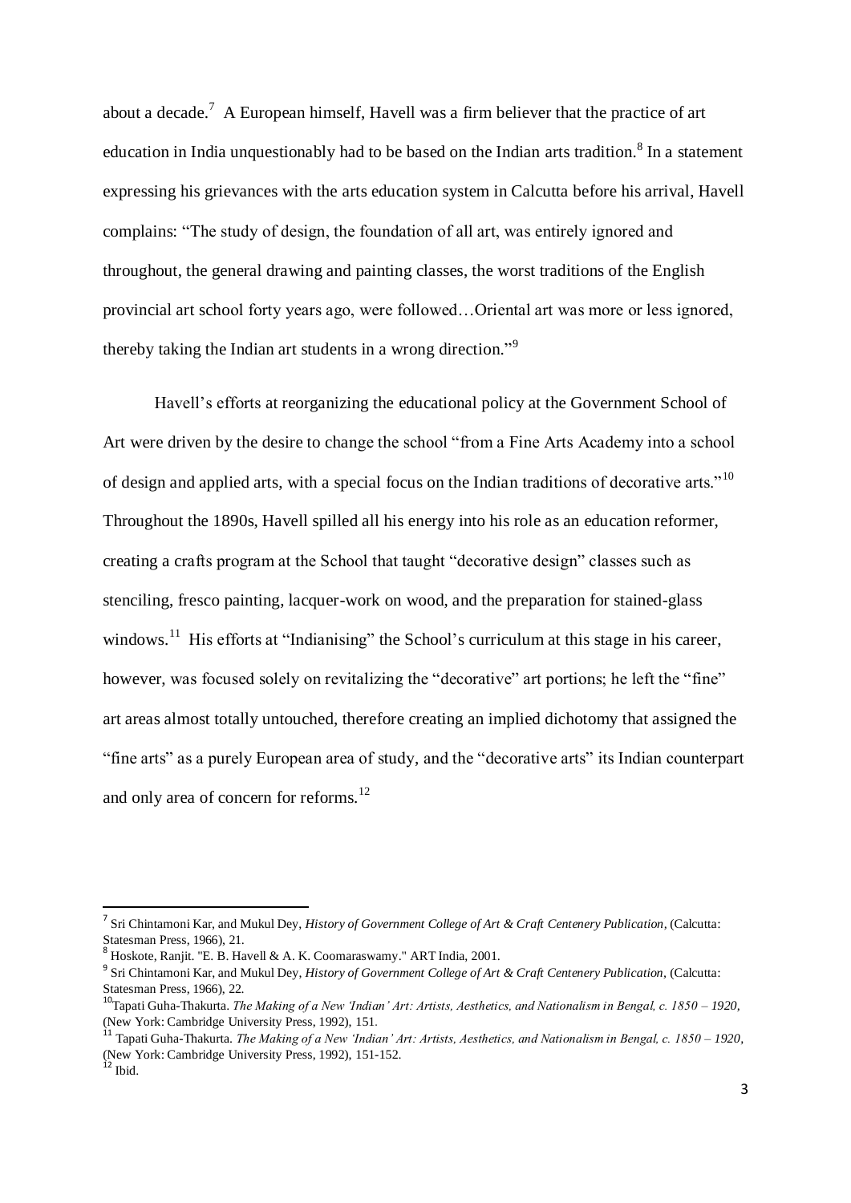about a decade.[7] A European himself, Havell was a firm believer that the practice of art education in India unquestionably had to be based on the Indian arts tradition.[8] In a statement expressing his grievances with the arts education system in Calcutta before his arrival, Havell complains: "The study of design, the foundation of all art, was entirely ignored and throughout, the general drawing and painting classes, the worst traditions of the English provincial art school forty years ago, were followed…Oriental art was more or less ignored, thereby taking the Indian art students in a wrong direction."[9]

Havell's efforts at reorganizing the educational policy at the Government School of Art were driven by the desire to change the school "from a Fine Arts Academy into a school of design and applied arts, with a special focus on the Indian traditions of decorative arts."[10] Throughout the 1890s, Havell spilled all his energy into his role as an education reformer, creating a crafts program at the School that taught "decorative design" classes such as stenciling, fresco painting, lacquer-work on wood, and the preparation for stained-glass windows.[11] His efforts at "Indianising" the School's curriculum at this stage in his career, however, was focused solely on revitalizing the "decorative" art portions; he left the "fine" art areas almost totally untouched, therefore creating an implied dichotomy that assigned the "fine arts" as a purely European area of study, and the "decorative arts" its Indian counterpart and only area of concern for reforms.[12]

---

[7] Sri Chintamoni Kar, and Mukul Dey, *History of Government College of Art & Craft Centenery Publication*, (Calcutta: Statesman Press, 1966), 21.

[8] Hoskote, Ranjit. "E. B. Havell & A. K. Coomaraswamy." ART India, 2001.

[9] Sri Chintamoni Kar, and Mukul Dey, *History of Government College of Art & Craft Centenery Publication*, (Calcutta: Statesman Press, 1966), 22.

[10] Tapati Guha-Thakurta. *The Making of a New 'Indian' Art: Artists, Aesthetics, and Nationalism in Bengal, c. 1850 – 1920*, (New York: Cambridge University Press, 1992), 151.

[11] Tapati Guha-Thakurta. *The Making of a New 'Indian' Art: Artists, Aesthetics, and Nationalism in Bengal, c. 1850 – 1920*, (New York: Cambridge University Press, 1992), 151-152.

[12] Ibid.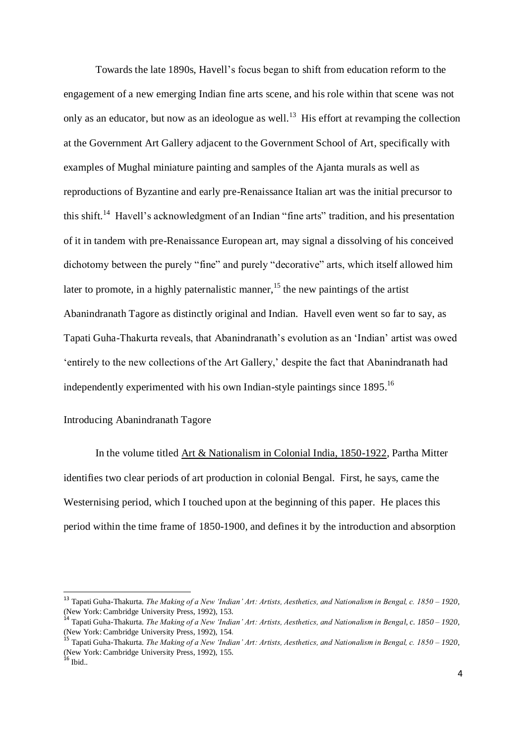Towards the late 1890s, Havell's focus began to shift from education reform to the engagement of a new emerging Indian fine arts scene, and his role within that scene was not only as an educator, but now as an ideologue as well.[13] His effort at revamping the collection at the Government Art Gallery adjacent to the Government School of Art, specifically with examples of Mughal miniature painting and samples of the Ajanta murals as well as reproductions of Byzantine and early pre-Renaissance Italian art was the initial precursor to this shift.[14] Havell's acknowledgment of an Indian "fine arts" tradition, and his presentation of it in tandem with pre-Renaissance European art, may signal a dissolving of his conceived dichotomy between the purely "fine" and purely "decorative" arts, which itself allowed him later to promote, in a highly paternalistic manner,[15] the new paintings of the artist Abanindranath Tagore as distinctly original and Indian. Havell even went so far to say, as Tapati Guha-Thakurta reveals, that Abanindranath's evolution as an 'Indian' artist was owed 'entirely to the new collections of the Art Gallery,' despite the fact that Abanindranath had independently experimented with his own Indian-style paintings since 1895.[16]

## Introducing Abanindranath Tagore

In the volume titled Art & Nationalism in Colonial India, 1850-1922, Partha Mitter identifies two clear periods of art production in colonial Bengal. First, he says, came the Westernising period, which I touched upon at the beginning of this paper. He places this period within the time frame of 1850-1900, and defines it by the introduction and absorption

---

[13] Tapati Guha-Thakurta. *The Making of a New 'Indian' Art: Artists, Aesthetics, and Nationalism in Bengal, c. 1850 – 1920*, (New York: Cambridge University Press, 1992), 153.

[14] Tapati Guha-Thakurta. *The Making of a New 'Indian' Art: Artists, Aesthetics, and Nationalism in Bengal, c. 1850 – 1920*, (New York: Cambridge University Press, 1992), 154.

[15] Tapati Guha-Thakurta. *The Making of a New 'Indian' Art: Artists, Aesthetics, and Nationalism in Bengal, c. 1850 – 1920*, (New York: Cambridge University Press, 1992), 155.

[16] Ibid..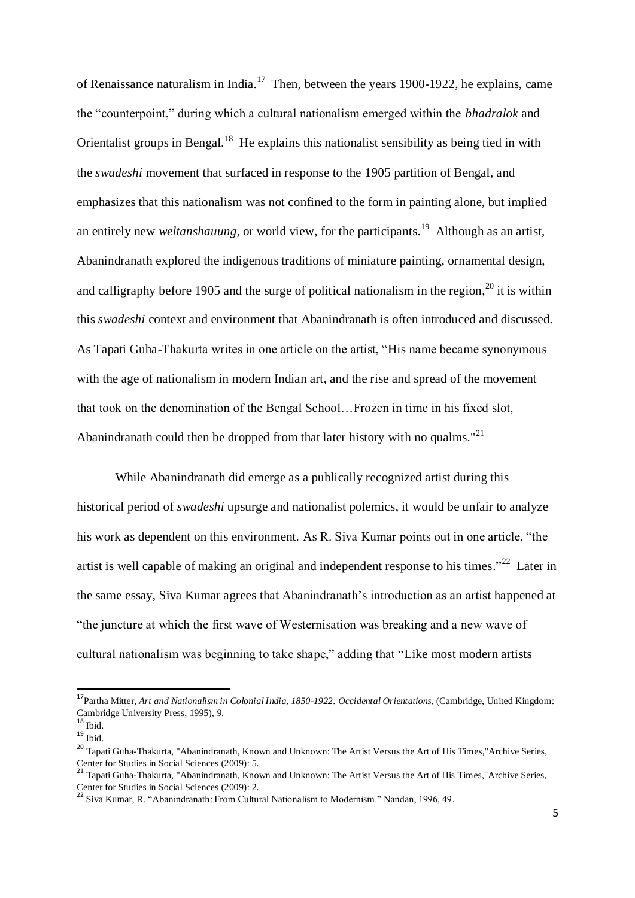of Renaissance naturalism in India.[17] Then, between the years 1900-1922, he explains, came the "counterpoint," during which a cultural nationalism emerged within the *bhadralok* and Orientalist groups in Bengal.[18] He explains this nationalist sensibility as being tied in with the *swadeshi* movement that surfaced in response to the 1905 partition of Bengal, and emphasizes that this nationalism was not confined to the form in painting alone, but implied an entirely new *weltanshauung*, or world view, for the participants.[19] Although as an artist, Abanindranath explored the indigenous traditions of miniature painting, ornamental design, and calligraphy before 1905 and the surge of political nationalism in the region,[20] it is within this *swadeshi* context and environment that Abanindranath is often introduced and discussed. As Tapati Guha-Thakurta writes in one article on the artist, "His name became synonymous with the age of nationalism in modern Indian art, and the rise and spread of the movement that took on the denomination of the Bengal School…Frozen in time in his fixed slot, Abanindranath could then be dropped from that later history with no qualms."[21]

While Abanindranath did emerge as a publically recognized artist during this historical period of *swadeshi* upsurge and nationalist polemics, it would be unfair to analyze his work as dependent on this environment. As R. Siva Kumar points out in one article, "the artist is well capable of making an original and independent response to his times."[22] Later in the same essay, Siva Kumar agrees that Abanindranath's introduction as an artist happened at "the juncture at which the first wave of Westernisation was breaking and a new wave of cultural nationalism was beginning to take shape," adding that "Like most modern artists

---

[17] Partha Mitter, *Art and Nationalism in Colonial India, 1850-1922: Occidental Orientations,* (Cambridge, United Kingdom: Cambridge University Press, 1995), 9.

[18] Ibid.

[19] Ibid.

[20] Tapati Guha-Thakurta, "Abanindranath, Known and Unknown: The Artist Versus the Art of His Times,"Archive Series, Center for Studies in Social Sciences (2009): 5.

[21] Tapati Guha-Thakurta, "Abanindranath, Known and Unknown: The Artist Versus the Art of His Times,"Archive Series, Center for Studies in Social Sciences (2009): 2.

[22] Siva Kumar, R. "Abanindranath: From Cultural Nationalism to Modernism." Nandan, 1996, 49.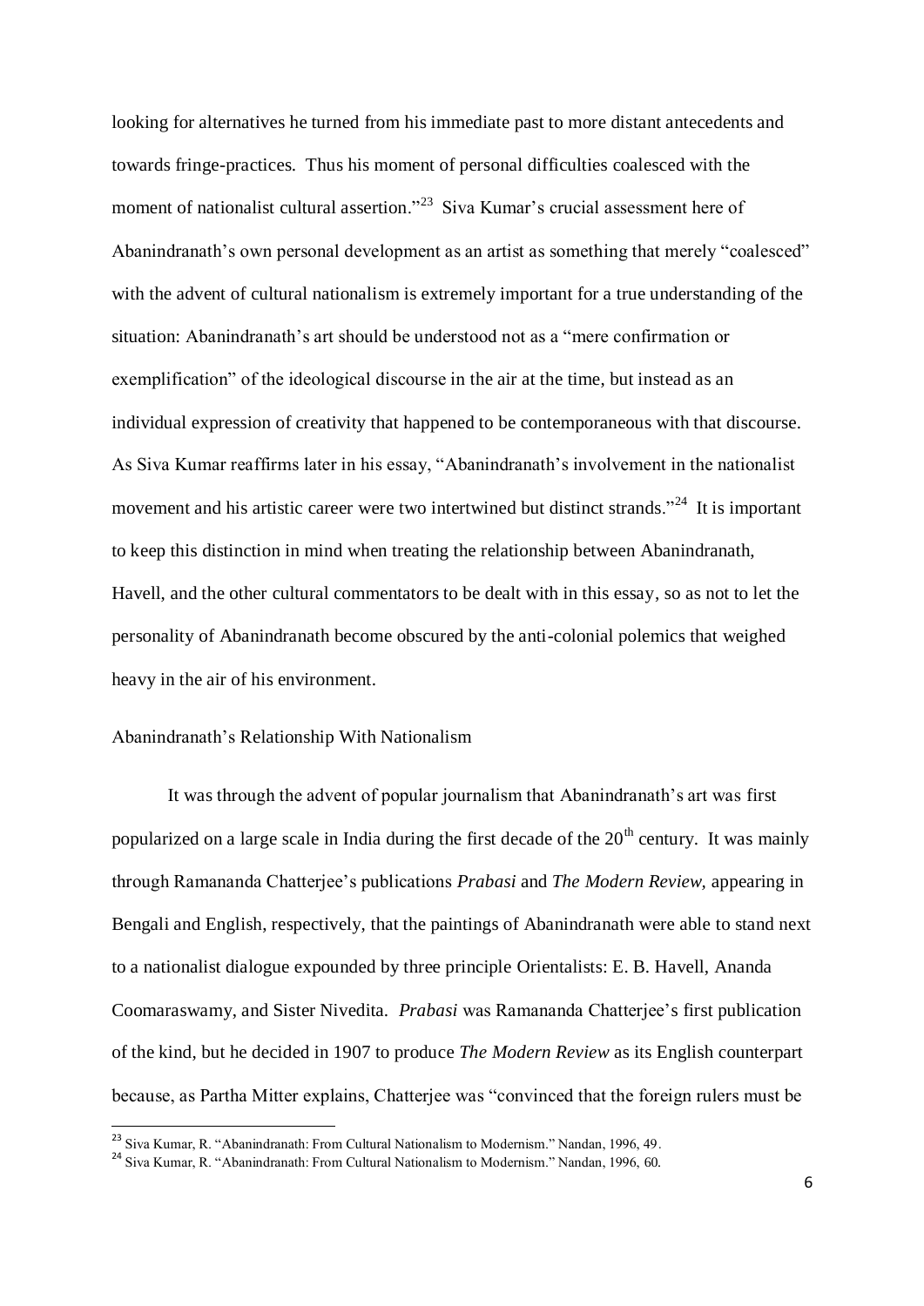looking for alternatives he turned from his immediate past to more distant antecedents and towards fringe-practices. Thus his moment of personal difficulties coalesced with the moment of nationalist cultural assertion."[23] Siva Kumar's crucial assessment here of Abanindranath's own personal development as an artist as something that merely "coalesced" with the advent of cultural nationalism is extremely important for a true understanding of the situation: Abanindranath's art should be understood not as a "mere confirmation or exemplification" of the ideological discourse in the air at the time, but instead as an individual expression of creativity that happened to be contemporaneous with that discourse. As Siva Kumar reaffirms later in his essay, "Abanindranath's involvement in the nationalist movement and his artistic career were two intertwined but distinct strands."[24] It is important to keep this distinction in mind when treating the relationship between Abanindranath, Havell, and the other cultural commentators to be dealt with in this essay, so as not to let the personality of Abanindranath become obscured by the anti-colonial polemics that weighed heavy in the air of his environment.

## Abanindranath's Relationship With Nationalism

It was through the advent of popular journalism that Abanindranath's art was first popularized on a large scale in India during the first decade of the 20th century. It was mainly through Ramananda Chatterjee's publications *Prabasi* and *The Modern Review*, appearing in Bengali and English, respectively, that the paintings of Abanindranath were able to stand next to a nationalist dialogue expounded by three principle Orientalists: E. B. Havell, Ananda Coomaraswamy, and Sister Nivedita. *Prabasi* was Ramananda Chatterjee's first publication of the kind, but he decided in 1907 to produce *The Modern Review* as its English counterpart because, as Partha Mitter explains, Chatterjee was "convinced that the foreign rulers must be

---

[23] Siva Kumar, R. "Abanindranath: From Cultural Nationalism to Modernism." Nandan, 1996, 49.

[24] Siva Kumar, R. "Abanindranath: From Cultural Nationalism to Modernism." Nandan, 1996, 60.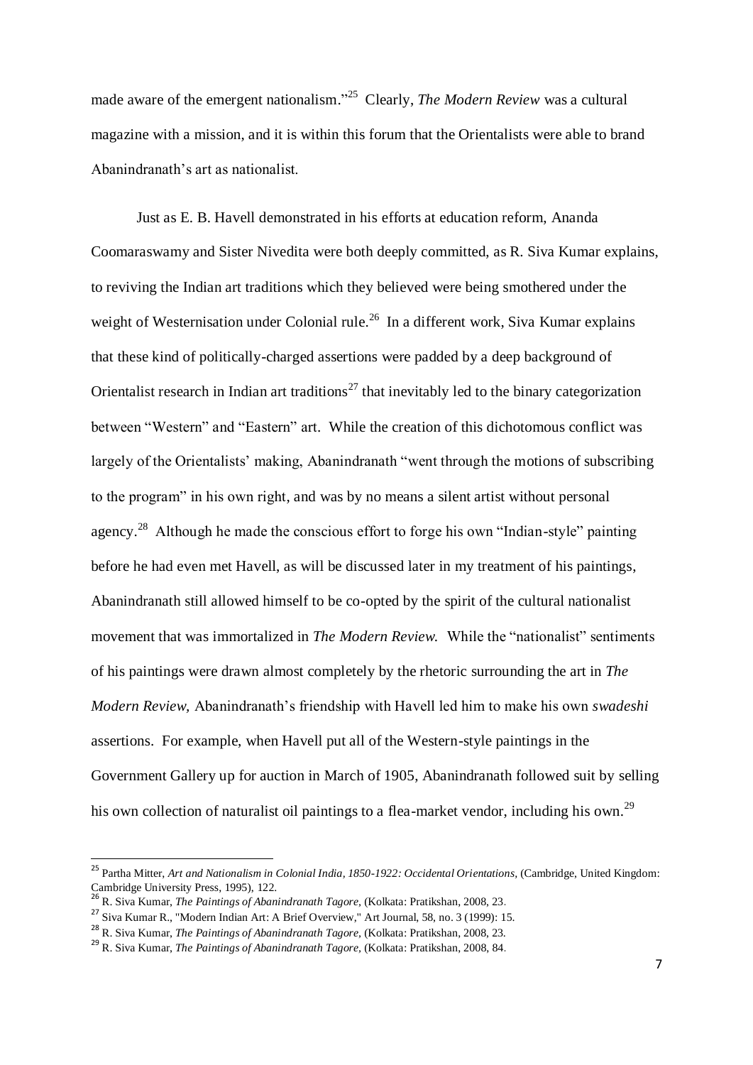made aware of the emergent nationalism."[25] Clearly, *The Modern Review* was a cultural magazine with a mission, and it is within this forum that the Orientalists were able to brand Abanindranath's art as nationalist.

Just as E. B. Havell demonstrated in his efforts at education reform, Ananda Coomaraswamy and Sister Nivedita were both deeply committed, as R. Siva Kumar explains, to reviving the Indian art traditions which they believed were being smothered under the weight of Westernisation under Colonial rule.[26] In a different work, Siva Kumar explains that these kind of politically-charged assertions were padded by a deep background of Orientalist research in Indian art traditions[27] that inevitably led to the binary categorization between "Western" and "Eastern" art. While the creation of this dichotomous conflict was largely of the Orientalists' making, Abanindranath "went through the motions of subscribing to the program" in his own right, and was by no means a silent artist without personal agency.[28] Although he made the conscious effort to forge his own "Indian-style" painting before he had even met Havell, as will be discussed later in my treatment of his paintings, Abanindranath still allowed himself to be co-opted by the spirit of the cultural nationalist movement that was immortalized in *The Modern Review.* While the "nationalist" sentiments of his paintings were drawn almost completely by the rhetoric surrounding the art in *The Modern Review,* Abanindranath's friendship with Havell led him to make his own *swadeshi* assertions. For example, when Havell put all of the Western-style paintings in the Government Gallery up for auction in March of 1905, Abanindranath followed suit by selling his own collection of naturalist oil paintings to a flea-market vendor, including his own.[29]

---

[25] Partha Mitter, *Art and Nationalism in Colonial India, 1850-1922: Occidental Orientations,* (Cambridge, United Kingdom: Cambridge University Press, 1995), 122.

[26] R. Siva Kumar, *The Paintings of Abanindranath Tagore,* (Kolkata: Pratikshan, 2008, 23.

[27] Siva Kumar R., "Modern Indian Art: A Brief Overview," Art Journal, 58, no. 3 (1999): 15.

[28] R. Siva Kumar, *The Paintings of Abanindranath Tagore,* (Kolkata: Pratikshan, 2008, 23.

[29] R. Siva Kumar, *The Paintings of Abanindranath Tagore,* (Kolkata: Pratikshan, 2008, 84.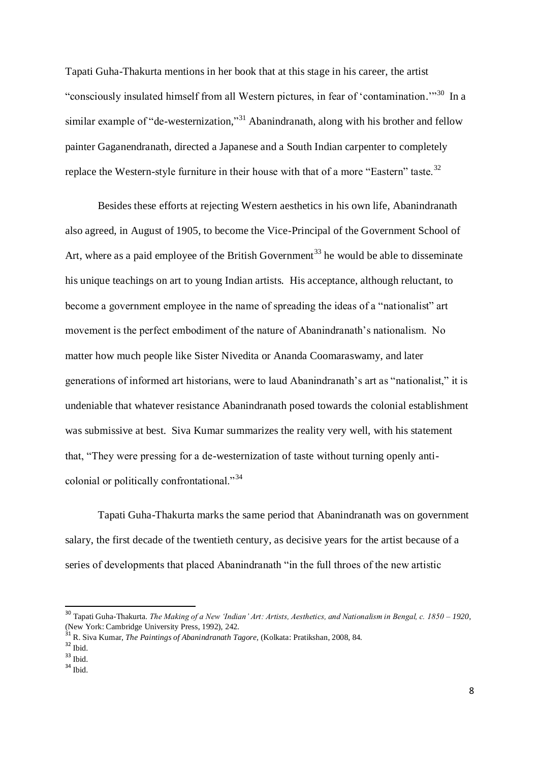Tapati Guha-Thakurta mentions in her book that at this stage in his career, the artist "consciously insulated himself from all Western pictures, in fear of 'contamination.'"[30] In a similar example of "de-westernization,"[31] Abanindranath, along with his brother and fellow painter Gaganendranath, directed a Japanese and a South Indian carpenter to completely replace the Western-style furniture in their house with that of a more "Eastern" taste.[32]

Besides these efforts at rejecting Western aesthetics in his own life, Abanindranath also agreed, in August of 1905, to become the Vice-Principal of the Government School of Art, where as a paid employee of the British Government[33] he would be able to disseminate his unique teachings on art to young Indian artists. His acceptance, although reluctant, to become a government employee in the name of spreading the ideas of a "nationalist" art movement is the perfect embodiment of the nature of Abanindranath's nationalism. No matter how much people like Sister Nivedita or Ananda Coomaraswamy, and later generations of informed art historians, were to laud Abanindranath's art as "nationalist," it is undeniable that whatever resistance Abanindranath posed towards the colonial establishment was submissive at best. Siva Kumar summarizes the reality very well, with his statement that, "They were pressing for a de-westernization of taste without turning openly anti-colonial or politically confrontational."[34]

Tapati Guha-Thakurta marks the same period that Abanindranath was on government salary, the first decade of the twentieth century, as decisive years for the artist because of a series of developments that placed Abanindranath "in the full throes of the new artistic

---

[30] Tapati Guha-Thakurta. *The Making of a New 'Indian' Art: Artists, Aesthetics, and Nationalism in Bengal, c. 1850 – 1920*, (New York: Cambridge University Press, 1992), 242.

[31] R. Siva Kumar, *The Paintings of Abanindranath Tagore*, (Kolkata: Pratikshan, 2008, 84.

[32] Ibid.

[33] Ibid.

[34] Ibid.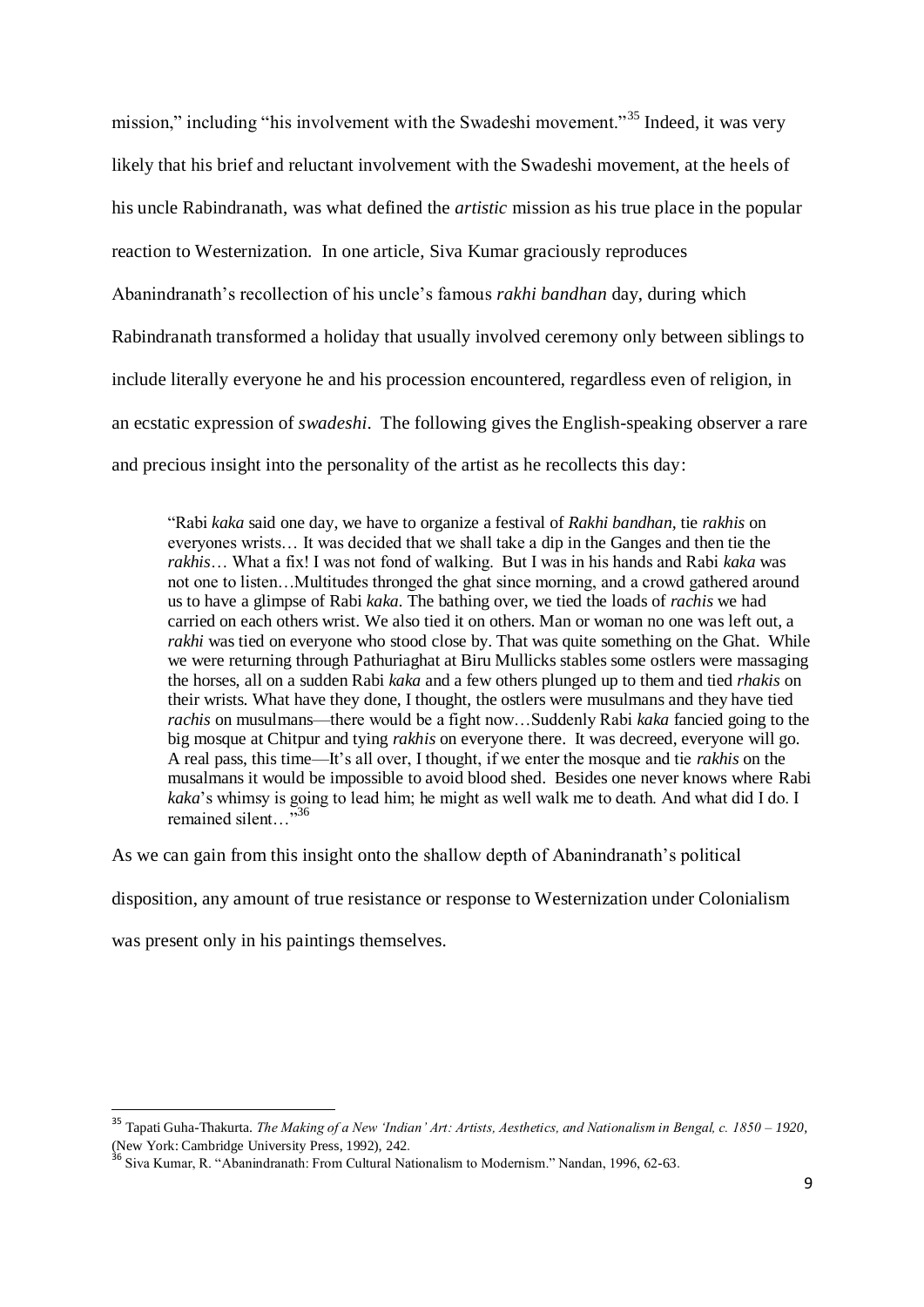mission," including "his involvement with the Swadeshi movement."[35] Indeed, it was very likely that his brief and reluctant involvement with the Swadeshi movement, at the heels of his uncle Rabindranath, was what defined the *artistic* mission as his true place in the popular reaction to Westernization. In one article, Siva Kumar graciously reproduces Abanindranath's recollection of his uncle's famous *rakhi bandhan* day, during which Rabindranath transformed a holiday that usually involved ceremony only between siblings to include literally everyone he and his procession encountered, regardless even of religion, in an ecstatic expression of *swadeshi*. The following gives the English-speaking observer a rare and precious insight into the personality of the artist as he recollects this day:

> "Rabi *kaka* said one day, we have to organize a festival of *Rakhi bandhan*, tie *rakhis* on everyones wrists… It was decided that we shall take a dip in the Ganges and then tie the *rakhis*… What a fix! I was not fond of walking. But I was in his hands and Rabi *kaka* was not one to listen…Multitudes thronged the ghat since morning, and a crowd gathered around us to have a glimpse of Rabi *kaka*. The bathing over, we tied the loads of *rachis* we had carried on each others wrist. We also tied it on others. Man or woman no one was left out, a *rakhi* was tied on everyone who stood close by. That was quite something on the Ghat. While we were returning through Pathuriaghat at Biru Mullicks stables some ostlers were massaging the horses, all on a sudden Rabi *kaka* and a few others plunged up to them and tied *rhakis* on their wrists. What have they done, I thought, the ostlers were musulmans and they have tied *rachis* on musulmans—there would be a fight now…Suddenly Rabi *kaka* fancied going to the big mosque at Chitpur and tying *rakhis* on everyone there. It was decreed, everyone will go. A real pass, this time—It's all over, I thought, if we enter the mosque and tie *rakhis* on the musalmans it would be impossible to avoid blood shed. Besides one never knows where Rabi *kaka*'s whimsy is going to lead him; he might as well walk me to death. And what did I do. I remained silent…"[36]

As we can gain from this insight onto the shallow depth of Abanindranath's political disposition, any amount of true resistance or response to Westernization under Colonialism was present only in his paintings themselves.

---

[35] Tapati Guha-Thakurta. *The Making of a New 'Indian' Art: Artists, Aesthetics, and Nationalism in Bengal, c. 1850 – 1920*, (New York: Cambridge University Press, 1992), 242.

[36] Siva Kumar, R. "Abanindranath: From Cultural Nationalism to Modernism." Nandan, 1996, 62-63.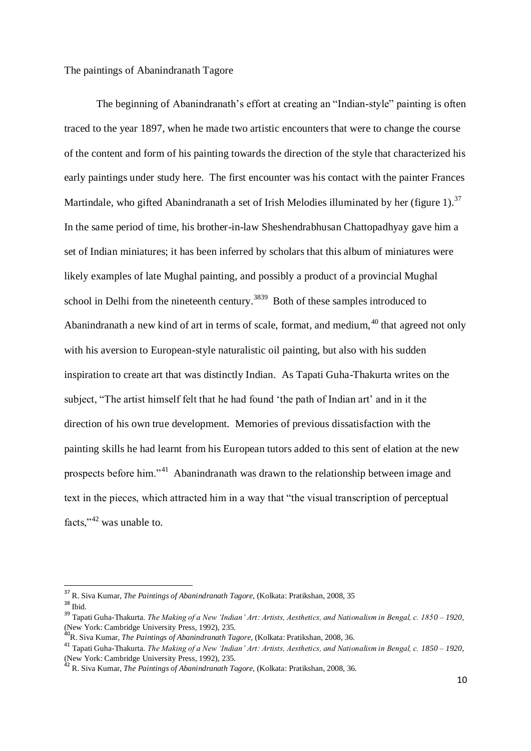The paintings of Abanindranath Tagore

The beginning of Abanindranath's effort at creating an "Indian-style" painting is often traced to the year 1897, when he made two artistic encounters that were to change the course of the content and form of his painting towards the direction of the style that characterized his early paintings under study here. The first encounter was his contact with the painter Frances Martindale, who gifted Abanindranath a set of Irish Melodies illuminated by her (figure 1).[37] In the same period of time, his brother-in-law Sheshendrabhusan Chattopadhyay gave him a set of Indian miniatures; it has been inferred by scholars that this album of miniatures were likely examples of late Mughal painting, and possibly a product of a provincial Mughal school in Delhi from the nineteenth century.[38][39] Both of these samples introduced to Abanindranath a new kind of art in terms of scale, format, and medium,[40] that agreed not only with his aversion to European-style naturalistic oil painting, but also with his sudden inspiration to create art that was distinctly Indian. As Tapati Guha-Thakurta writes on the subject, "The artist himself felt that he had found 'the path of Indian art' and in it the direction of his own true development. Memories of previous dissatisfaction with the painting skills he had learnt from his European tutors added to this sent of elation at the new prospects before him."[41] Abanindranath was drawn to the relationship between image and text in the pieces, which attracted him in a way that "the visual transcription of perceptual facts,"[42] was unable to.

---

[37] R. Siva Kumar, *The Paintings of Abanindranath Tagore*, (Kolkata: Pratikshan, 2008, 35

[38] Ibid.

[39] Tapati Guha-Thakurta. *The Making of a New 'Indian' Art: Artists, Aesthetics, and Nationalism in Bengal, c. 1850 – 1920*, (New York: Cambridge University Press, 1992), 235.

[40] R. Siva Kumar, *The Paintings of Abanindranath Tagore*, (Kolkata: Pratikshan, 2008, 36.

[41] Tapati Guha-Thakurta. *The Making of a New 'Indian' Art: Artists, Aesthetics, and Nationalism in Bengal, c. 1850 – 1920*, (New York: Cambridge University Press, 1992), 235.

[42] R. Siva Kumar, *The Paintings of Abanindranath Tagore*, (Kolkata: Pratikshan, 2008, 36.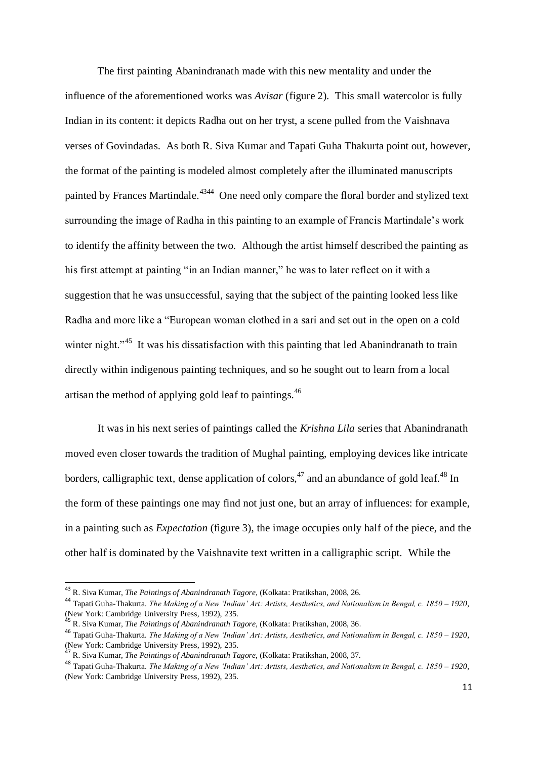The first painting Abanindranath made with this new mentality and under the influence of the aforementioned works was *Avisar* (figure 2). This small watercolor is fully Indian in its content: it depicts Radha out on her tryst, a scene pulled from the Vaishnava verses of Govindadas. As both R. Siva Kumar and Tapati Guha Thakurta point out, however, the format of the painting is modeled almost completely after the illuminated manuscripts painted by Frances Martindale.[43][44] One need only compare the floral border and stylized text surrounding the image of Radha in this painting to an example of Francis Martindale's work to identify the affinity between the two. Although the artist himself described the painting as his first attempt at painting "in an Indian manner," he was to later reflect on it with a suggestion that he was unsuccessful, saying that the subject of the painting looked less like Radha and more like a "European woman clothed in a sari and set out in the open on a cold winter night."[45] It was his dissatisfaction with this painting that led Abanindranath to train directly within indigenous painting techniques, and so he sought out to learn from a local artisan the method of applying gold leaf to paintings.[46]

It was in his next series of paintings called the *Krishna Lila* series that Abanindranath moved even closer towards the tradition of Mughal painting, employing devices like intricate borders, calligraphic text, dense application of colors,[47] and an abundance of gold leaf.[48] In the form of these paintings one may find not just one, but an array of influences: for example, in a painting such as *Expectation* (figure 3), the image occupies only half of the piece, and the other half is dominated by the Vaishnavite text written in a calligraphic script. While the

---

[43] R. Siva Kumar, *The Paintings of Abanindranath Tagore*, (Kolkata: Pratikshan, 2008, 26.

[44] Tapati Guha-Thakurta. *The Making of a New 'Indian' Art: Artists, Aesthetics, and Nationalism in Bengal, c. 1850 – 1920*, (New York: Cambridge University Press, 1992), 235.

[45] R. Siva Kumar, *The Paintings of Abanindranath Tagore*, (Kolkata: Pratikshan, 2008, 36.

[46] Tapati Guha-Thakurta. *The Making of a New 'Indian' Art: Artists, Aesthetics, and Nationalism in Bengal, c. 1850 – 1920*, (New York: Cambridge University Press, 1992), 235.

[47] R. Siva Kumar, *The Paintings of Abanindranath Tagore*, (Kolkata: Pratikshan, 2008, 37.

[48] Tapati Guha-Thakurta. *The Making of a New 'Indian' Art: Artists, Aesthetics, and Nationalism in Bengal, c. 1850 – 1920*, (New York: Cambridge University Press, 1992), 235.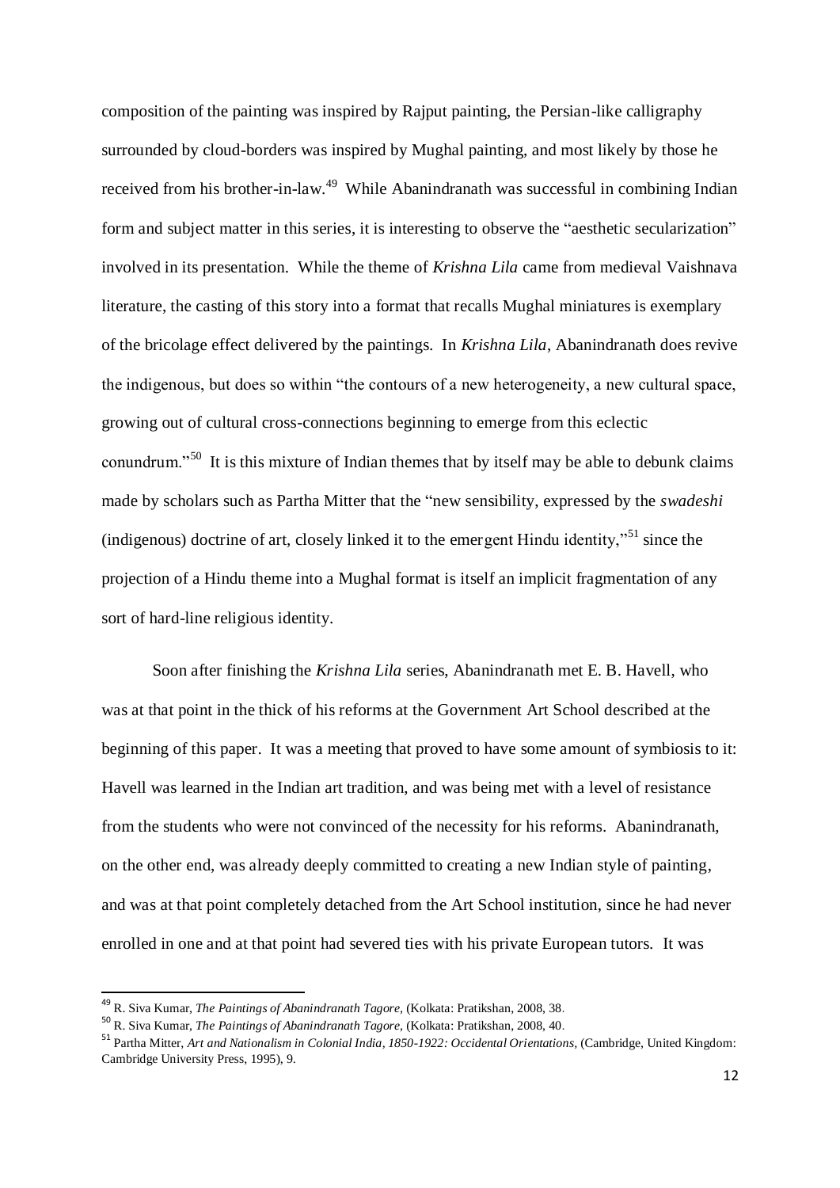composition of the painting was inspired by Rajput painting, the Persian-like calligraphy surrounded by cloud-borders was inspired by Mughal painting, and most likely by those he received from his brother-in-law.[49] While Abanindranath was successful in combining Indian form and subject matter in this series, it is interesting to observe the "aesthetic secularization" involved in its presentation. While the theme of *Krishna Lila* came from medieval Vaishnava literature, the casting of this story into a format that recalls Mughal miniatures is exemplary of the bricolage effect delivered by the paintings. In *Krishna Lila*, Abanindranath does revive the indigenous, but does so within "the contours of a new heterogeneity, a new cultural space, growing out of cultural cross-connections beginning to emerge from this eclectic conundrum."[50] It is this mixture of Indian themes that by itself may be able to debunk claims made by scholars such as Partha Mitter that the "new sensibility, expressed by the *swadeshi* (indigenous) doctrine of art, closely linked it to the emergent Hindu identity,"[51] since the projection of a Hindu theme into a Mughal format is itself an implicit fragmentation of any sort of hard-line religious identity.

Soon after finishing the *Krishna Lila* series, Abanindranath met E. B. Havell, who was at that point in the thick of his reforms at the Government Art School described at the beginning of this paper. It was a meeting that proved to have some amount of symbiosis to it: Havell was learned in the Indian art tradition, and was being met with a level of resistance from the students who were not convinced of the necessity for his reforms. Abanindranath, on the other end, was already deeply committed to creating a new Indian style of painting, and was at that point completely detached from the Art School institution, since he had never enrolled in one and at that point had severed ties with his private European tutors. It was

---

[49] R. Siva Kumar, *The Paintings of Abanindranath Tagore,* (Kolkata: Pratikshan, 2008, 38.

[50] R. Siva Kumar, *The Paintings of Abanindranath Tagore,* (Kolkata: Pratikshan, 2008, 40.

[51] Partha Mitter, *Art and Nationalism in Colonial India, 1850-1922: Occidental Orientations,* (Cambridge, United Kingdom: Cambridge University Press, 1995), 9.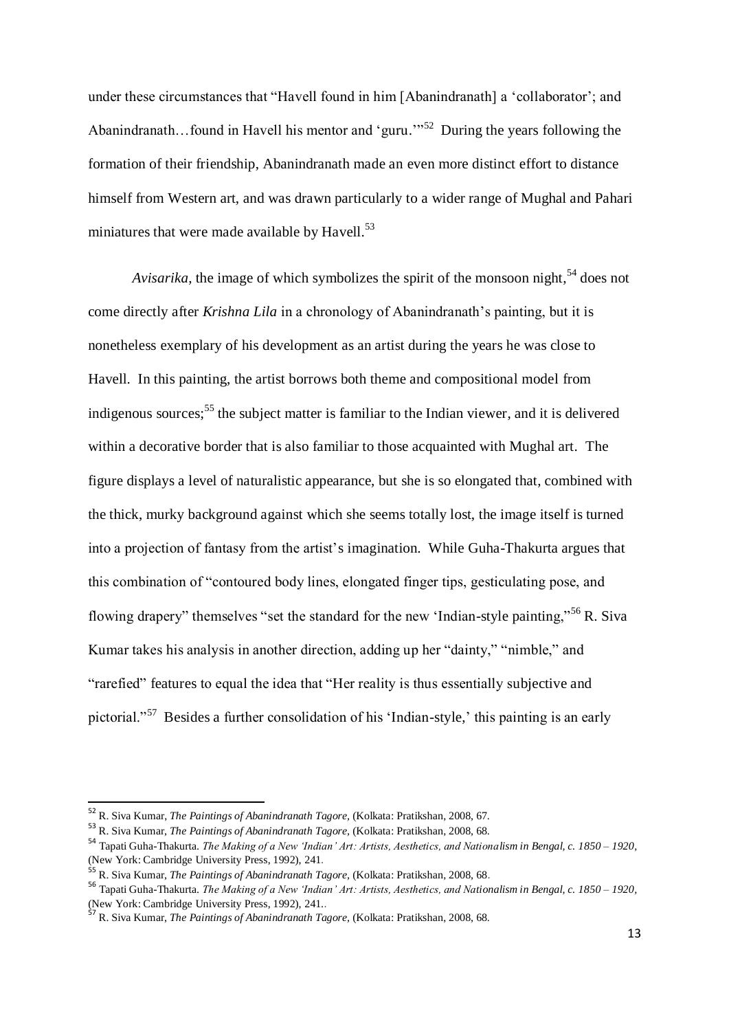under these circumstances that "Havell found in him [Abanindranath] a 'collaborator'; and Abanindranath…found in Havell his mentor and 'guru.'"[52] During the years following the formation of their friendship, Abanindranath made an even more distinct effort to distance himself from Western art, and was drawn particularly to a wider range of Mughal and Pahari miniatures that were made available by Havell.[53]

*Avisarika,* the image of which symbolizes the spirit of the monsoon night,[54] does not come directly after *Krishna Lila* in a chronology of Abanindranath's painting, but it is nonetheless exemplary of his development as an artist during the years he was close to Havell. In this painting, the artist borrows both theme and compositional model from indigenous sources;[55] the subject matter is familiar to the Indian viewer, and it is delivered within a decorative border that is also familiar to those acquainted with Mughal art. The figure displays a level of naturalistic appearance, but she is so elongated that, combined with the thick, murky background against which she seems totally lost, the image itself is turned into a projection of fantasy from the artist's imagination. While Guha-Thakurta argues that this combination of "contoured body lines, elongated finger tips, gesticulating pose, and flowing drapery" themselves "set the standard for the new 'Indian-style painting,"[56] R. Siva Kumar takes his analysis in another direction, adding up her "dainty," "nimble," and "rarefied" features to equal the idea that "Her reality is thus essentially subjective and pictorial."[57] Besides a further consolidation of his 'Indian-style,' this painting is an early

---

[52] R. Siva Kumar, *The Paintings of Abanindranath Tagore,* (Kolkata: Pratikshan, 2008, 67.

[53] R. Siva Kumar, *The Paintings of Abanindranath Tagore,* (Kolkata: Pratikshan, 2008, 68.

[54] Tapati Guha-Thakurta. *The Making of a New 'Indian' Art: Artists, Aesthetics, and Nationalism in Bengal, c. 1850 – 1920,* (New York: Cambridge University Press, 1992), 241.

[55] R. Siva Kumar, *The Paintings of Abanindranath Tagore,* (Kolkata: Pratikshan, 2008, 68.

[56] Tapati Guha-Thakurta. *The Making of a New 'Indian' Art: Artists, Aesthetics, and Nationalism in Bengal, c. 1850 – 1920,* (New York: Cambridge University Press, 1992), 241..

[57] R. Siva Kumar, *The Paintings of Abanindranath Tagore,* (Kolkata: Pratikshan, 2008, 68.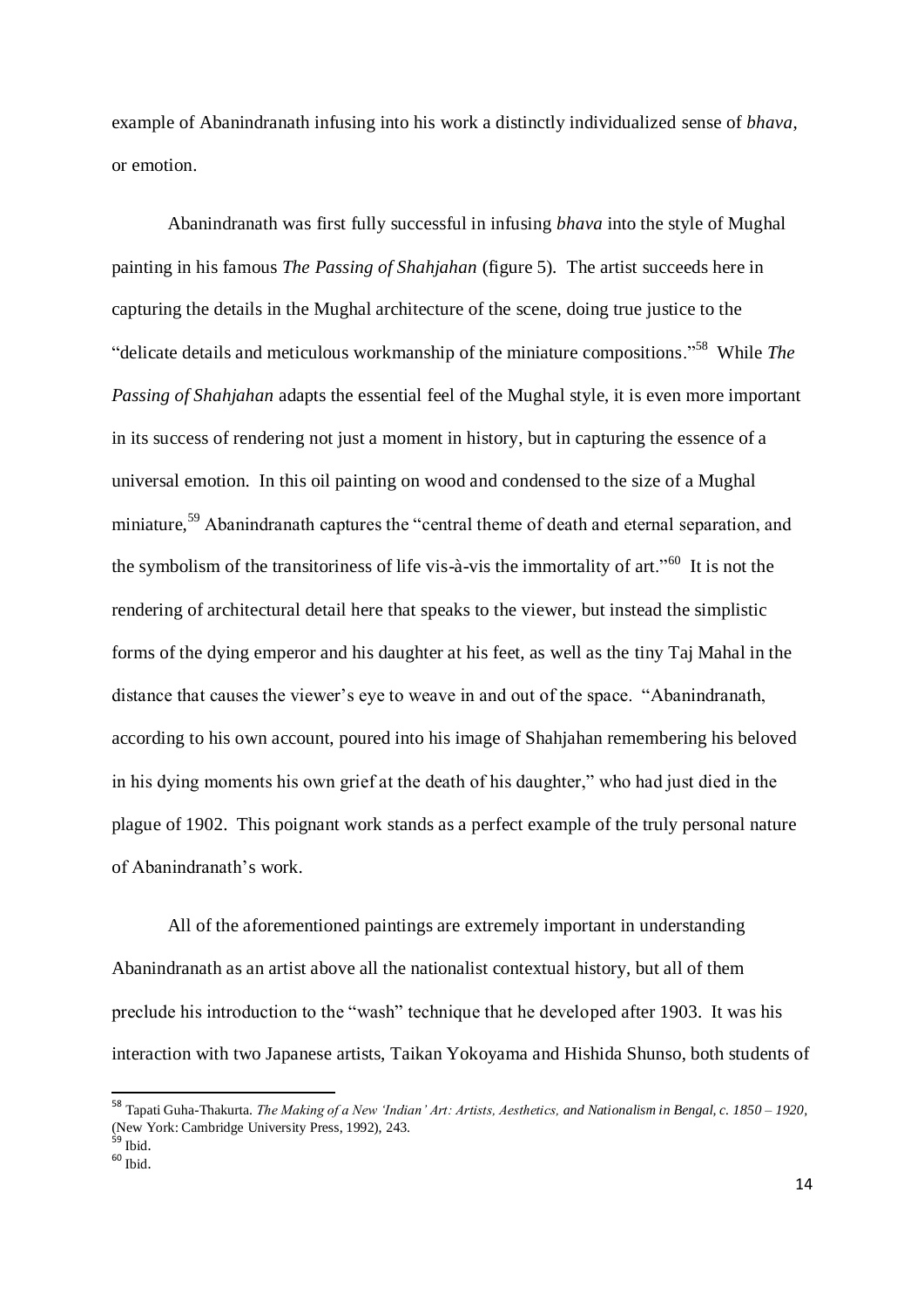example of Abanindranath infusing into his work a distinctly individualized sense of *bhava*, or emotion.

Abanindranath was first fully successful in infusing *bhava* into the style of Mughal painting in his famous *The Passing of Shahjahan* (figure 5). The artist succeeds here in capturing the details in the Mughal architecture of the scene, doing true justice to the "delicate details and meticulous workmanship of the miniature compositions."[58] While *The Passing of Shahjahan* adapts the essential feel of the Mughal style, it is even more important in its success of rendering not just a moment in history, but in capturing the essence of a universal emotion. In this oil painting on wood and condensed to the size of a Mughal miniature,[59] Abanindranath captures the "central theme of death and eternal separation, and the symbolism of the transitoriness of life vis-à-vis the immortality of art."[60] It is not the rendering of architectural detail here that speaks to the viewer, but instead the simplistic forms of the dying emperor and his daughter at his feet, as well as the tiny Taj Mahal in the distance that causes the viewer's eye to weave in and out of the space. "Abanindranath, according to his own account, poured into his image of Shahjahan remembering his beloved in his dying moments his own grief at the death of his daughter," who had just died in the plague of 1902. This poignant work stands as a perfect example of the truly personal nature of Abanindranath's work.

All of the aforementioned paintings are extremely important in understanding Abanindranath as an artist above all the nationalist contextual history, but all of them preclude his introduction to the "wash" technique that he developed after 1903. It was his interaction with two Japanese artists, Taikan Yokoyama and Hishida Shunso, both students of

---

[58] Tapati Guha-Thakurta. *The Making of a New 'Indian' Art: Artists, Aesthetics, and Nationalism in Bengal, c. 1850 – 1920*, (New York: Cambridge University Press, 1992), 243.

[59] Ibid.

[60] Ibid.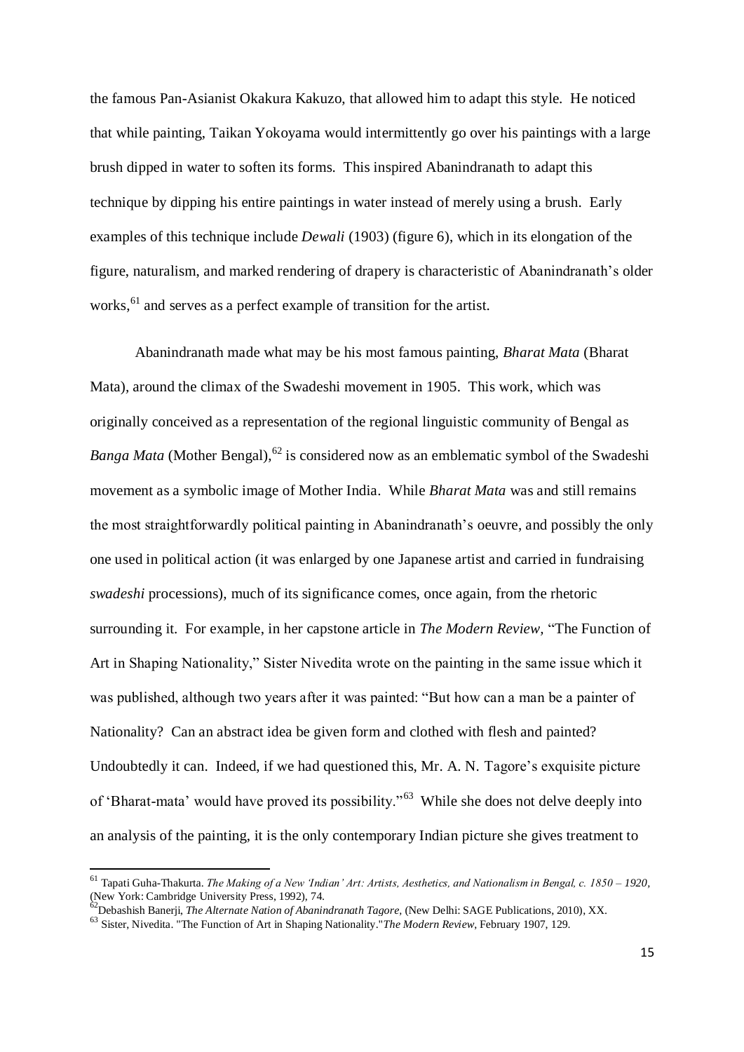the famous Pan-Asianist Okakura Kakuzo, that allowed him to adapt this style. He noticed that while painting, Taikan Yokoyama would intermittently go over his paintings with a large brush dipped in water to soften its forms. This inspired Abanindranath to adapt this technique by dipping his entire paintings in water instead of merely using a brush. Early examples of this technique include *Dewali* (1903) (figure 6), which in its elongation of the figure, naturalism, and marked rendering of drapery is characteristic of Abanindranath's older works,[61] and serves as a perfect example of transition for the artist.

Abanindranath made what may be his most famous painting, *Bharat Mata* (Bharat Mata), around the climax of the Swadeshi movement in 1905. This work, which was originally conceived as a representation of the regional linguistic community of Bengal as *Banga Mata* (Mother Bengal),[62] is considered now as an emblematic symbol of the Swadeshi movement as a symbolic image of Mother India. While *Bharat Mata* was and still remains the most straightforwardly political painting in Abanindranath's oeuvre, and possibly the only one used in political action (it was enlarged by one Japanese artist and carried in fundraising *swadeshi* processions), much of its significance comes, once again, from the rhetoric surrounding it. For example, in her capstone article in *The Modern Review*, "The Function of Art in Shaping Nationality," Sister Nivedita wrote on the painting in the same issue which it was published, although two years after it was painted: "But how can a man be a painter of Nationality? Can an abstract idea be given form and clothed with flesh and painted? Undoubtedly it can. Indeed, if we had questioned this, Mr. A. N. Tagore's exquisite picture of 'Bharat-mata' would have proved its possibility."[63] While she does not delve deeply into an analysis of the painting, it is the only contemporary Indian picture she gives treatment to

---

[61] Tapati Guha-Thakurta. *The Making of a New 'Indian' Art: Artists, Aesthetics, and Nationalism in Bengal, c. 1850 – 1920*, (New York: Cambridge University Press, 1992), 74.

[62] Debashish Banerji, *The Alternate Nation of Abanindranath Tagore*, (New Delhi: SAGE Publications, 2010), XX.

[63] Sister, Nivedita. "The Function of Art in Shaping Nationality."*The Modern Review*, February 1907, 129.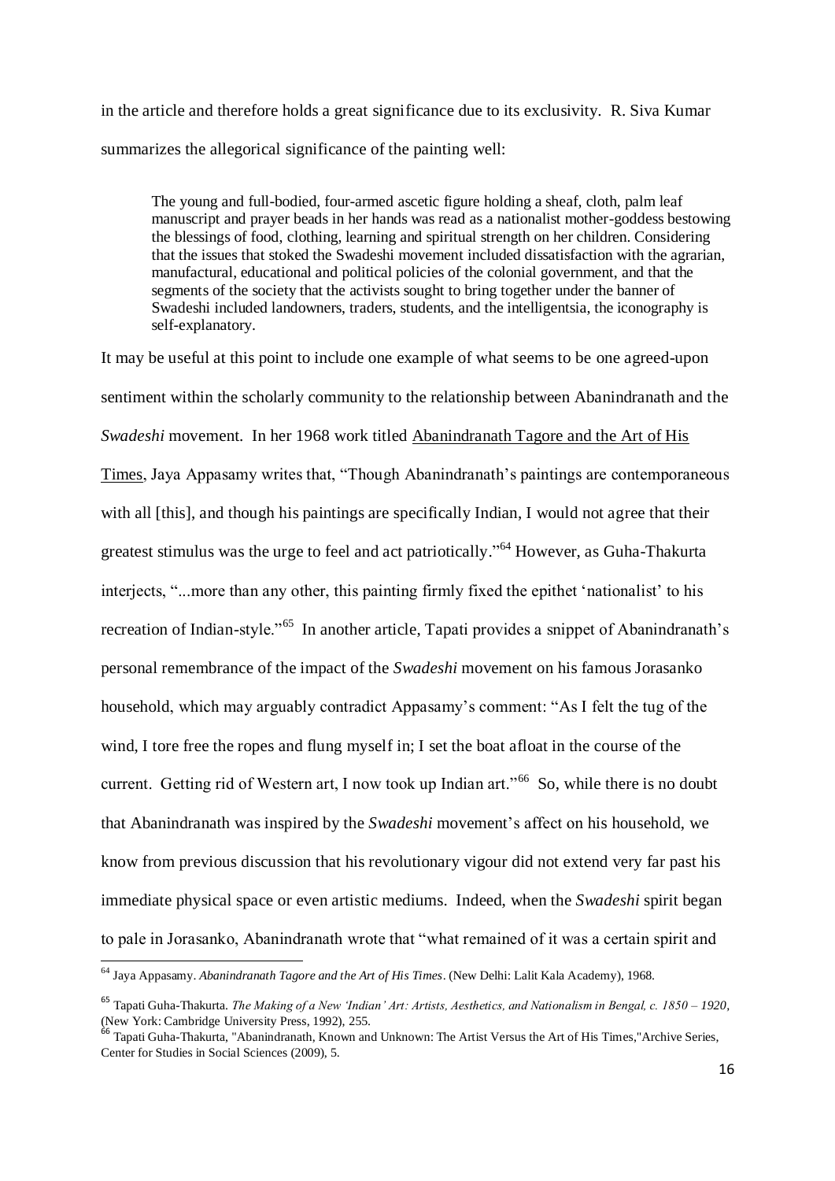in the article and therefore holds a great significance due to its exclusivity. R. Siva Kumar summarizes the allegorical significance of the painting well:

> The young and full-bodied, four-armed ascetic figure holding a sheaf, cloth, palm leaf manuscript and prayer beads in her hands was read as a nationalist mother-goddess bestowing the blessings of food, clothing, learning and spiritual strength on her children. Considering that the issues that stoked the Swadeshi movement included dissatisfaction with the agrarian, manufactural, educational and political policies of the colonial government, and that the segments of the society that the activists sought to bring together under the banner of Swadeshi included landowners, traders, students, and the intelligentsia, the iconography is self-explanatory.

It may be useful at this point to include one example of what seems to be one agreed-upon sentiment within the scholarly community to the relationship between Abanindranath and the *Swadeshi* movement. In her 1968 work titled Abanindranath Tagore and the Art of His Times, Jaya Appasamy writes that, "Though Abanindranath's paintings are contemporaneous with all [this], and though his paintings are specifically Indian, I would not agree that their greatest stimulus was the urge to feel and act patriotically."[64] However, as Guha-Thakurta interjects, "...more than any other, this painting firmly fixed the epithet 'nationalist' to his recreation of Indian-style."[65] In another article, Tapati provides a snippet of Abanindranath's personal remembrance of the impact of the *Swadeshi* movement on his famous Jorasanko household, which may arguably contradict Appasamy's comment: "As I felt the tug of the wind, I tore free the ropes and flung myself in; I set the boat afloat in the course of the current. Getting rid of Western art, I now took up Indian art."[66] So, while there is no doubt that Abanindranath was inspired by the *Swadeshi* movement's affect on his household, we know from previous discussion that his revolutionary vigour did not extend very far past his immediate physical space or even artistic mediums. Indeed, when the *Swadeshi* spirit began to pale in Jorasanko, Abanindranath wrote that "what remained of it was a certain spirit and

---

[64] Jaya Appasamy. *Abanindranath Tagore and the Art of His Times*. (New Delhi: Lalit Kala Academy), 1968.

[65] Tapati Guha-Thakurta. *The Making of a New 'Indian' Art: Artists, Aesthetics, and Nationalism in Bengal, c. 1850 – 1920*, (New York: Cambridge University Press, 1992), 255.

[66] Tapati Guha-Thakurta, "Abanindranath, Known and Unknown: The Artist Versus the Art of His Times,"Archive Series, Center for Studies in Social Sciences (2009), 5.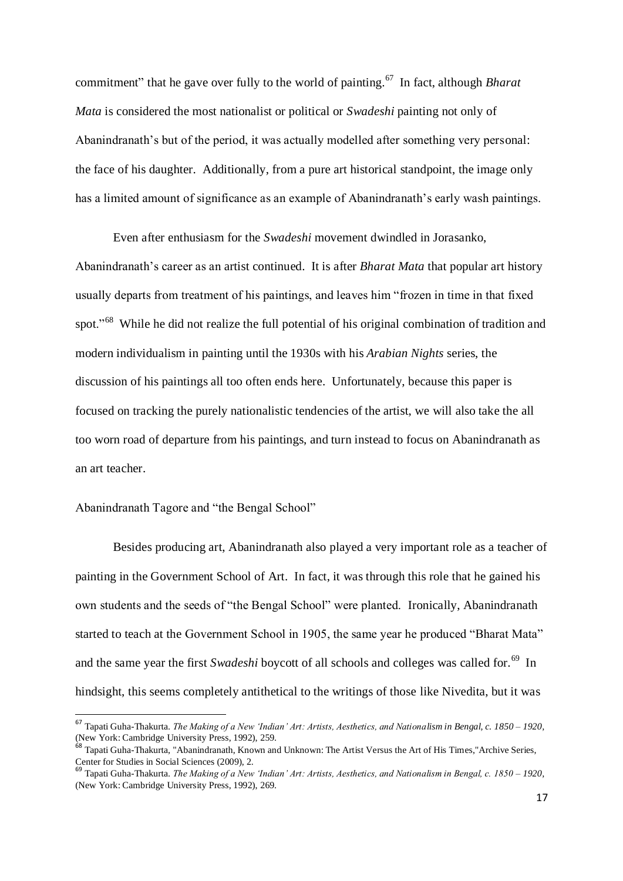commitment" that he gave over fully to the world of painting.[67] In fact, although *Bharat Mata* is considered the most nationalist or political or *Swadeshi* painting not only of Abanindranath's but of the period, it was actually modelled after something very personal: the face of his daughter. Additionally, from a pure art historical standpoint, the image only has a limited amount of significance as an example of Abanindranath's early wash paintings.

Even after enthusiasm for the *Swadeshi* movement dwindled in Jorasanko, Abanindranath's career as an artist continued. It is after *Bharat Mata* that popular art history usually departs from treatment of his paintings, and leaves him "frozen in time in that fixed spot."[68] While he did not realize the full potential of his original combination of tradition and modern individualism in painting until the 1930s with his *Arabian Nights* series, the discussion of his paintings all too often ends here. Unfortunately, because this paper is focused on tracking the purely nationalistic tendencies of the artist, we will also take the all too worn road of departure from his paintings, and turn instead to focus on Abanindranath as an art teacher.

## Abanindranath Tagore and "the Bengal School"

Besides producing art, Abanindranath also played a very important role as a teacher of painting in the Government School of Art. In fact, it was through this role that he gained his own students and the seeds of "the Bengal School" were planted. Ironically, Abanindranath started to teach at the Government School in 1905, the same year he produced "Bharat Mata" and the same year the first *Swadeshi* boycott of all schools and colleges was called for.[69] In hindsight, this seems completely antithetical to the writings of those like Nivedita, but it was

---

[67] Tapati Guha-Thakurta. *The Making of a New 'Indian' Art: Artists, Aesthetics, and Nationalism in Bengal, c. 1850 – 1920*, (New York: Cambridge University Press, 1992), 259.

[68] Tapati Guha-Thakurta, "Abanindranath, Known and Unknown: The Artist Versus the Art of His Times," Archive Series, Center for Studies in Social Sciences (2009), 2.

[69] Tapati Guha-Thakurta. *The Making of a New 'Indian' Art: Artists, Aesthetics, and Nationalism in Bengal, c. 1850 – 1920*, (New York: Cambridge University Press, 1992), 269.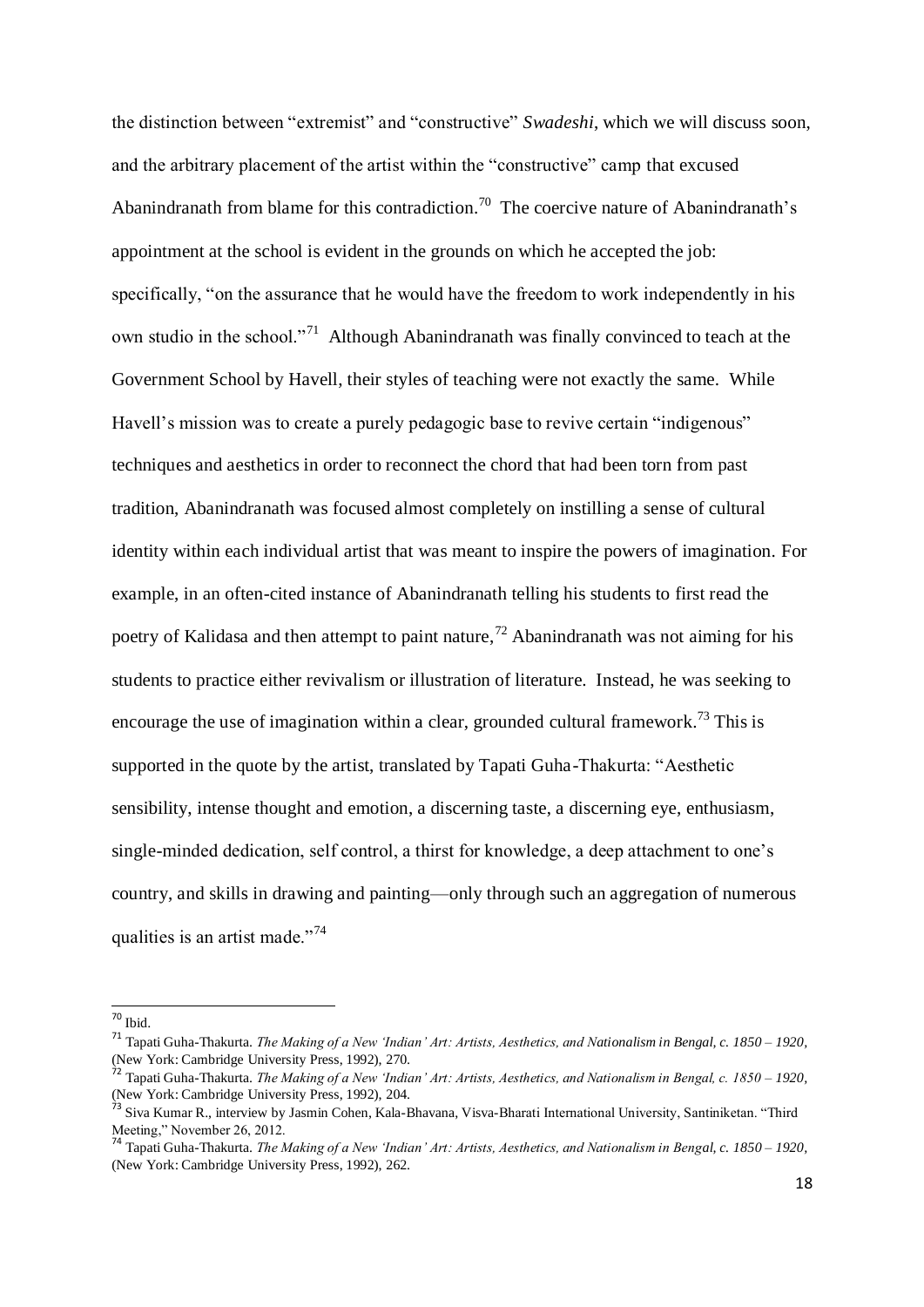the distinction between "extremist" and "constructive" *Swadeshi*, which we will discuss soon, and the arbitrary placement of the artist within the "constructive" camp that excused Abanindranath from blame for this contradiction.[70] The coercive nature of Abanindranath's appointment at the school is evident in the grounds on which he accepted the job: specifically, "on the assurance that he would have the freedom to work independently in his own studio in the school."[71] Although Abanindranath was finally convinced to teach at the Government School by Havell, their styles of teaching were not exactly the same. While Havell's mission was to create a purely pedagogic base to revive certain "indigenous" techniques and aesthetics in order to reconnect the chord that had been torn from past tradition, Abanindranath was focused almost completely on instilling a sense of cultural identity within each individual artist that was meant to inspire the powers of imagination. For example, in an often-cited instance of Abanindranath telling his students to first read the poetry of Kalidasa and then attempt to paint nature,[72] Abanindranath was not aiming for his students to practice either revivalism or illustration of literature. Instead, he was seeking to encourage the use of imagination within a clear, grounded cultural framework.[73] This is supported in the quote by the artist, translated by Tapati Guha-Thakurta: "Aesthetic sensibility, intense thought and emotion, a discerning taste, a discerning eye, enthusiasm, single-minded dedication, self control, a thirst for knowledge, a deep attachment to one's country, and skills in drawing and painting—only through such an aggregation of numerous qualities is an artist made."[74]

---

[70] Ibid.

[71] Tapati Guha-Thakurta. *The Making of a New 'Indian' Art: Artists, Aesthetics, and Nationalism in Bengal, c. 1850 – 1920*, (New York: Cambridge University Press, 1992), 270.

[72] Tapati Guha-Thakurta. *The Making of a New 'Indian' Art: Artists, Aesthetics, and Nationalism in Bengal, c. 1850 – 1920*, (New York: Cambridge University Press, 1992), 204.

[73] Siva Kumar R., interview by Jasmin Cohen, Kala-Bhavana, Visva-Bharati International University, Santiniketan. "Third Meeting," November 26, 2012.

[74] Tapati Guha-Thakurta. *The Making of a New 'Indian' Art: Artists, Aesthetics, and Nationalism in Bengal, c. 1850 – 1920*, (New York: Cambridge University Press, 1992), 262.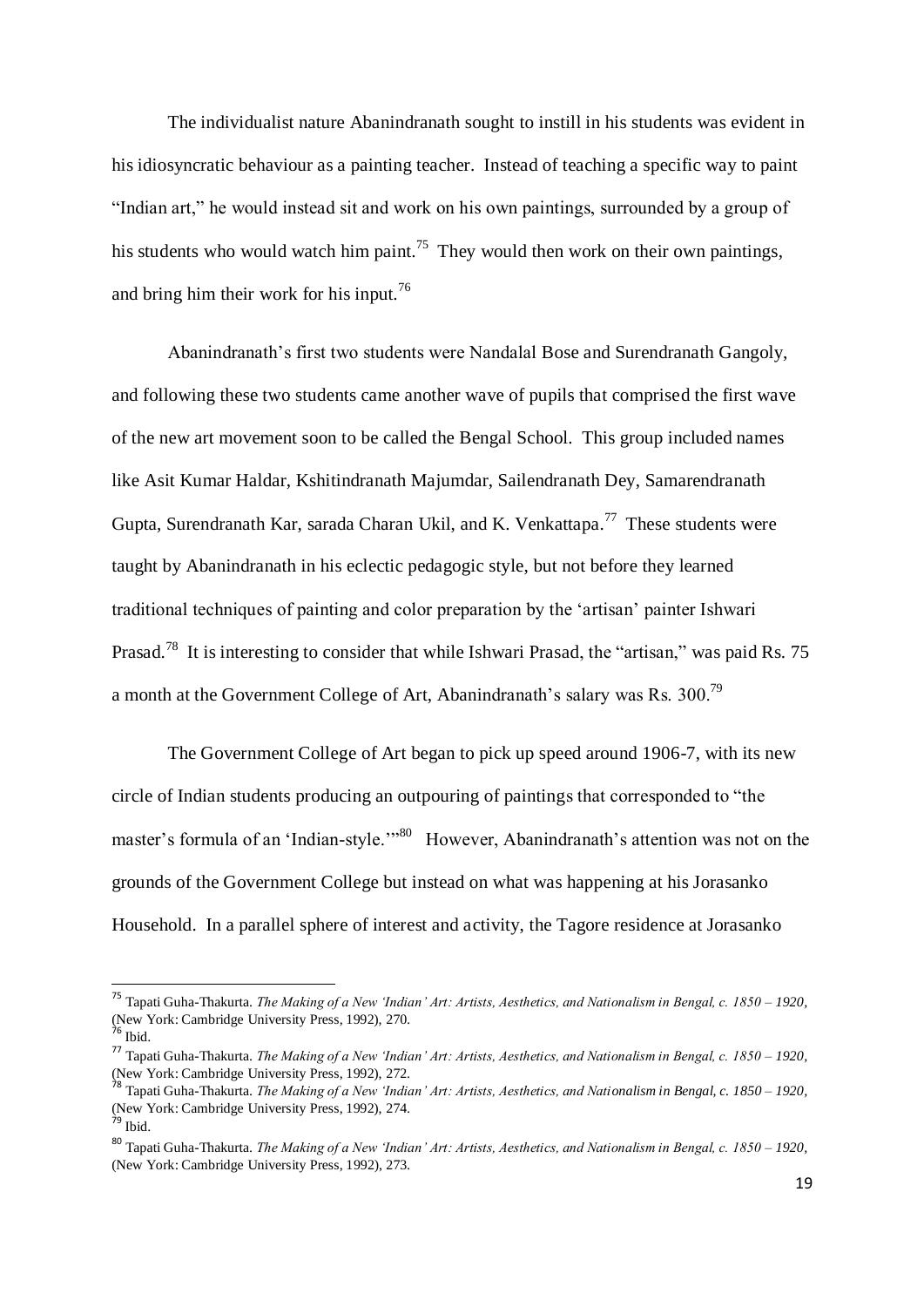The individualist nature Abanindranath sought to instill in his students was evident in his idiosyncratic behaviour as a painting teacher. Instead of teaching a specific way to paint "Indian art," he would instead sit and work on his own paintings, surrounded by a group of his students who would watch him paint.[75] They would then work on their own paintings, and bring him their work for his input.[76]

Abanindranath's first two students were Nandalal Bose and Surendranath Gangoly, and following these two students came another wave of pupils that comprised the first wave of the new art movement soon to be called the Bengal School. This group included names like Asit Kumar Haldar, Kshitindranath Majumdar, Sailendranath Dey, Samarendranath Gupta, Surendranath Kar, sarada Charan Ukil, and K. Venkattapa.[77] These students were taught by Abanindranath in his eclectic pedagogic style, but not before they learned traditional techniques of painting and color preparation by the 'artisan' painter Ishwari Prasad.[78] It is interesting to consider that while Ishwari Prasad, the "artisan," was paid Rs. 75 a month at the Government College of Art, Abanindranath's salary was Rs. 300.[79]

The Government College of Art began to pick up speed around 1906-7, with its new circle of Indian students producing an outpouring of paintings that corresponded to "the master's formula of an 'Indian-style.'"[80] However, Abanindranath's attention was not on the grounds of the Government College but instead on what was happening at his Jorasanko Household. In a parallel sphere of interest and activity, the Tagore residence at Jorasanko

---

[75] Tapati Guha-Thakurta. *The Making of a New 'Indian' Art: Artists, Aesthetics, and Nationalism in Bengal, c. 1850 – 1920*, (New York: Cambridge University Press, 1992), 270.

[76] Ibid.

[77] Tapati Guha-Thakurta. *The Making of a New 'Indian' Art: Artists, Aesthetics, and Nationalism in Bengal, c. 1850 – 1920*, (New York: Cambridge University Press, 1992), 272.

[78] Tapati Guha-Thakurta. *The Making of a New 'Indian' Art: Artists, Aesthetics, and Nationalism in Bengal, c. 1850 – 1920*, (New York: Cambridge University Press, 1992), 274.

[79] Ibid.

[80] Tapati Guha-Thakurta. *The Making of a New 'Indian' Art: Artists, Aesthetics, and Nationalism in Bengal, c. 1850 – 1920*, (New York: Cambridge University Press, 1992), 273.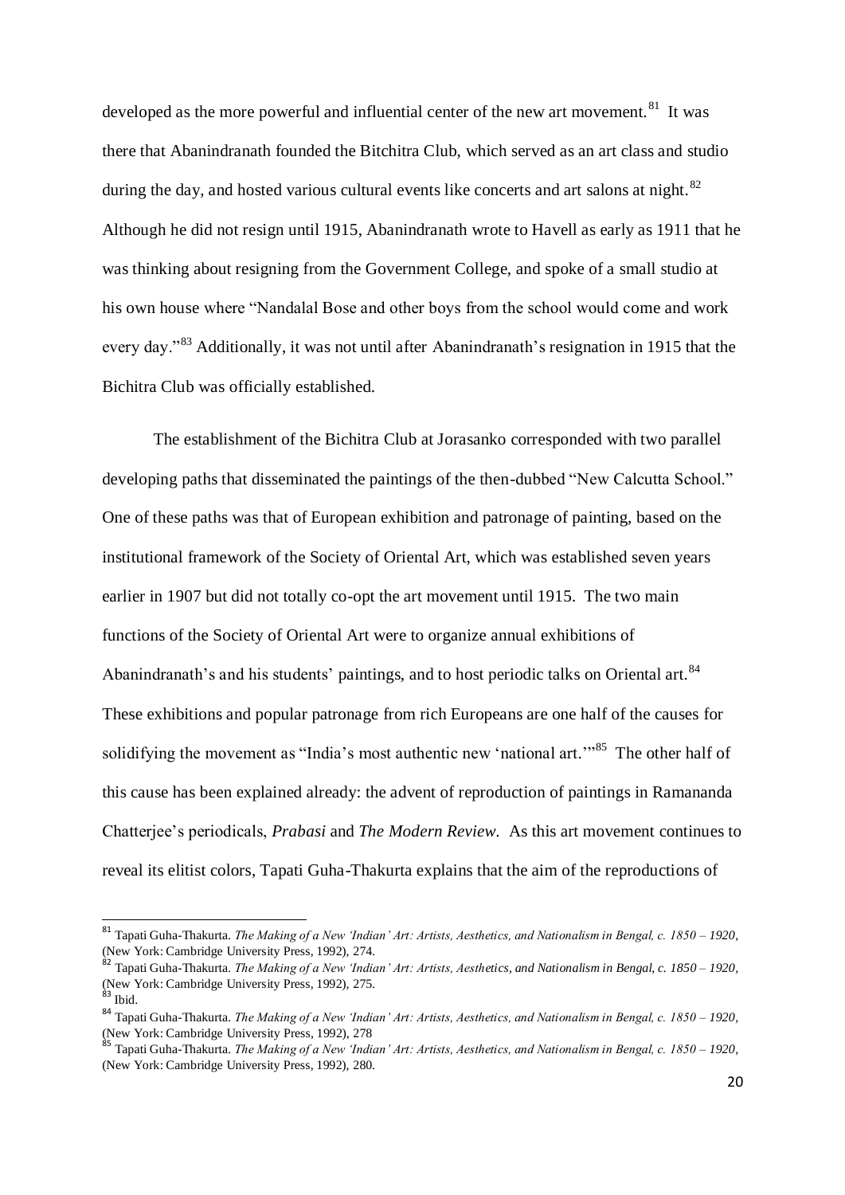developed as the more powerful and influential center of the new art movement.[81] It was there that Abanindranath founded the Bitchitra Club, which served as an art class and studio during the day, and hosted various cultural events like concerts and art salons at night.[82] Although he did not resign until 1915, Abanindranath wrote to Havell as early as 1911 that he was thinking about resigning from the Government College, and spoke of a small studio at his own house where "Nandalal Bose and other boys from the school would come and work every day."[83] Additionally, it was not until after Abanindranath's resignation in 1915 that the Bichitra Club was officially established.

The establishment of the Bichitra Club at Jorasanko corresponded with two parallel developing paths that disseminated the paintings of the then-dubbed "New Calcutta School." One of these paths was that of European exhibition and patronage of painting, based on the institutional framework of the Society of Oriental Art, which was established seven years earlier in 1907 but did not totally co-opt the art movement until 1915. The two main functions of the Society of Oriental Art were to organize annual exhibitions of Abanindranath's and his students' paintings, and to host periodic talks on Oriental art.[84] These exhibitions and popular patronage from rich Europeans are one half of the causes for solidifying the movement as "India's most authentic new 'national art.'"[85] The other half of this cause has been explained already: the advent of reproduction of paintings in Ramananda Chatterjee's periodicals, *Prabasi* and *The Modern Review.* As this art movement continues to reveal its elitist colors, Tapati Guha-Thakurta explains that the aim of the reproductions of

---

[81] Tapati Guha-Thakurta. *The Making of a New 'Indian' Art: Artists, Aesthetics, and Nationalism in Bengal, c. 1850 – 1920*, (New York: Cambridge University Press, 1992), 274.

[82] Tapati Guha-Thakurta. *The Making of a New 'Indian' Art: Artists, Aesthetics, and Nationalism in Bengal, c. 1850 – 1920*, (New York: Cambridge University Press, 1992), 275.

[83] Ibid.

[84] Tapati Guha-Thakurta. *The Making of a New 'Indian' Art: Artists, Aesthetics, and Nationalism in Bengal, c. 1850 – 1920*, (New York: Cambridge University Press, 1992), 278

[85] Tapati Guha-Thakurta. *The Making of a New 'Indian' Art: Artists, Aesthetics, and Nationalism in Bengal, c. 1850 – 1920*, (New York: Cambridge University Press, 1992), 280.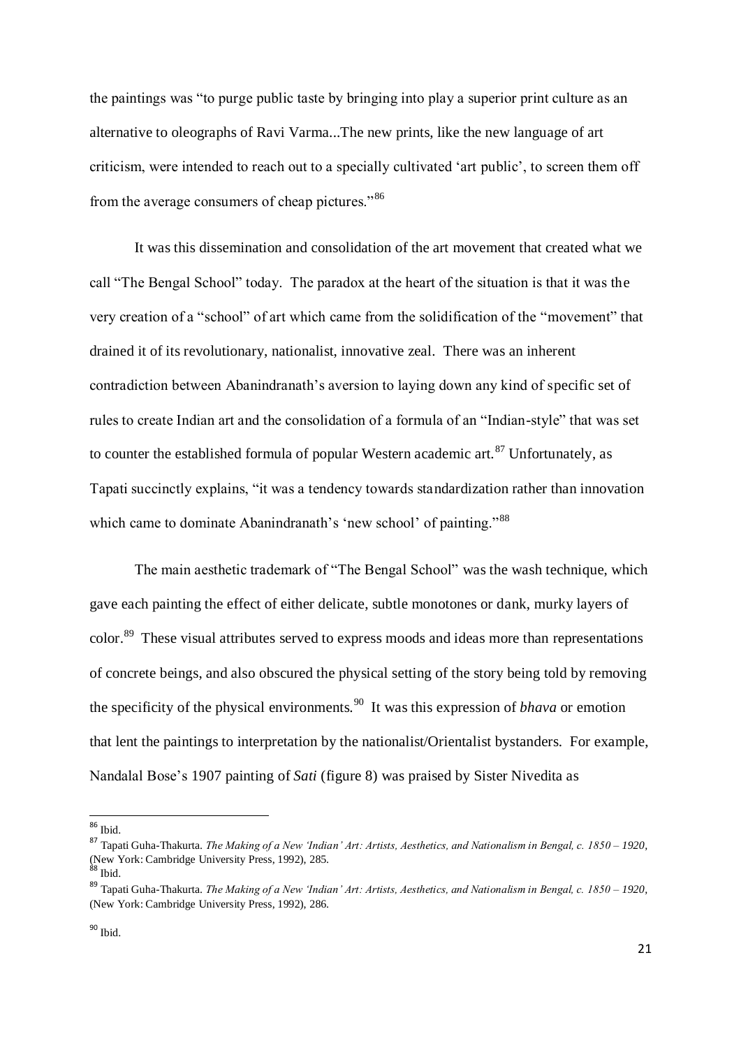the paintings was "to purge public taste by bringing into play a superior print culture as an alternative to oleographs of Ravi Varma...The new prints, like the new language of art criticism, were intended to reach out to a specially cultivated 'art public', to screen them off from the average consumers of cheap pictures."[86]

It was this dissemination and consolidation of the art movement that created what we call "The Bengal School" today. The paradox at the heart of the situation is that it was the very creation of a "school" of art which came from the solidification of the "movement" that drained it of its revolutionary, nationalist, innovative zeal. There was an inherent contradiction between Abanindranath's aversion to laying down any kind of specific set of rules to create Indian art and the consolidation of a formula of an "Indian-style" that was set to counter the established formula of popular Western academic art.[87] Unfortunately, as Tapati succinctly explains, "it was a tendency towards standardization rather than innovation which came to dominate Abanindranath's 'new school' of painting."[88]

The main aesthetic trademark of "The Bengal School" was the wash technique, which gave each painting the effect of either delicate, subtle monotones or dank, murky layers of color.[89] These visual attributes served to express moods and ideas more than representations of concrete beings, and also obscured the physical setting of the story being told by removing the specificity of the physical environments.[90] It was this expression of *bhava* or emotion that lent the paintings to interpretation by the nationalist/Orientalist bystanders. For example, Nandalal Bose's 1907 painting of *Sati* (figure 8) was praised by Sister Nivedita as

---

[86] Ibid.

[87] Tapati Guha-Thakurta. *The Making of a New 'Indian' Art: Artists, Aesthetics, and Nationalism in Bengal, c. 1850 – 1920*, (New York: Cambridge University Press, 1992), 285.

[88] Ibid.

[89] Tapati Guha-Thakurta. *The Making of a New 'Indian' Art: Artists, Aesthetics, and Nationalism in Bengal, c. 1850 – 1920*, (New York: Cambridge University Press, 1992), 286.

[90] Ibid.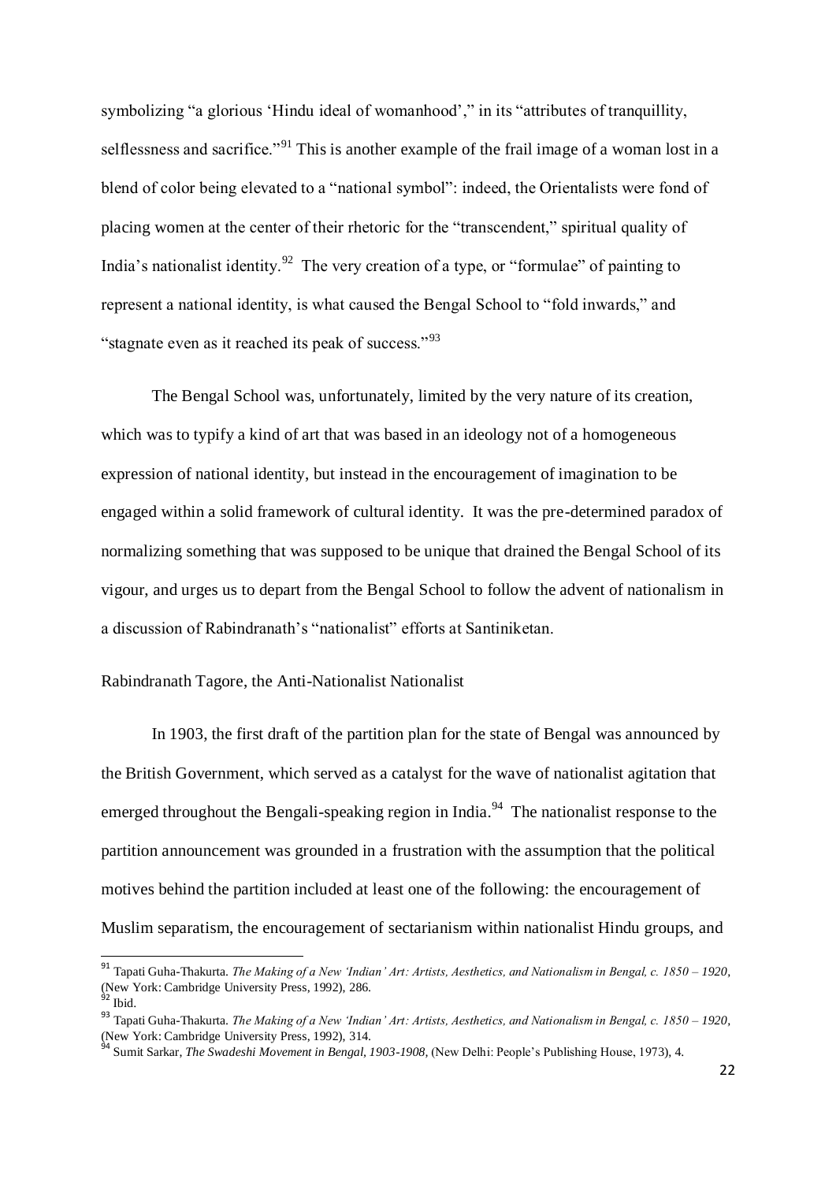symbolizing "a glorious 'Hindu ideal of womanhood'," in its "attributes of tranquillity, selflessness and sacrifice."[91] This is another example of the frail image of a woman lost in a blend of color being elevated to a "national symbol": indeed, the Orientalists were fond of placing women at the center of their rhetoric for the "transcendent," spiritual quality of India's nationalist identity.[92] The very creation of a type, or "formulae" of painting to represent a national identity, is what caused the Bengal School to "fold inwards," and "stagnate even as it reached its peak of success."[93]

The Bengal School was, unfortunately, limited by the very nature of its creation, which was to typify a kind of art that was based in an ideology not of a homogeneous expression of national identity, but instead in the encouragement of imagination to be engaged within a solid framework of cultural identity. It was the pre-determined paradox of normalizing something that was supposed to be unique that drained the Bengal School of its vigour, and urges us to depart from the Bengal School to follow the advent of nationalism in a discussion of Rabindranath's "nationalist" efforts at Santiniketan.

## Rabindranath Tagore, the Anti-Nationalist Nationalist

In 1903, the first draft of the partition plan for the state of Bengal was announced by the British Government, which served as a catalyst for the wave of nationalist agitation that emerged throughout the Bengali-speaking region in India.[94] The nationalist response to the partition announcement was grounded in a frustration with the assumption that the political motives behind the partition included at least one of the following: the encouragement of Muslim separatism, the encouragement of sectarianism within nationalist Hindu groups, and

---

[91] Tapati Guha-Thakurta. *The Making of a New 'Indian' Art: Artists, Aesthetics, and Nationalism in Bengal, c. 1850 – 1920*, (New York: Cambridge University Press, 1992), 286.

[92] Ibid.

[93] Tapati Guha-Thakurta. *The Making of a New 'Indian' Art: Artists, Aesthetics, and Nationalism in Bengal, c. 1850 – 1920*, (New York: Cambridge University Press, 1992), 314.

[94] Sumit Sarkar, *The Swadeshi Movement in Bengal, 1903-1908*, (New Delhi: People's Publishing House, 1973), 4.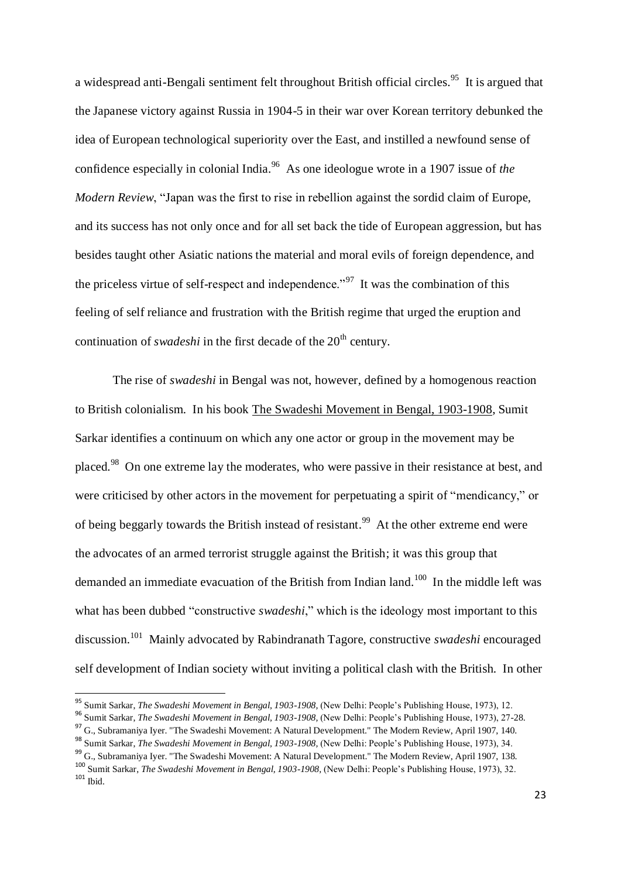a widespread anti-Bengali sentiment felt throughout British official circles.[95] It is argued that the Japanese victory against Russia in 1904-5 in their war over Korean territory debunked the idea of European technological superiority over the East, and instilled a newfound sense of confidence especially in colonial India.[96] As one ideologue wrote in a 1907 issue of *the Modern Review*, "Japan was the first to rise in rebellion against the sordid claim of Europe, and its success has not only once and for all set back the tide of European aggression, but has besides taught other Asiatic nations the material and moral evils of foreign dependence, and the priceless virtue of self-respect and independence."[97] It was the combination of this feeling of self reliance and frustration with the British regime that urged the eruption and continuation of *swadeshi* in the first decade of the 20th century.

The rise of *swadeshi* in Bengal was not, however, defined by a homogenous reaction to British colonialism. In his book The Swadeshi Movement in Bengal, 1903-1908, Sumit Sarkar identifies a continuum on which any one actor or group in the movement may be placed.[98] On one extreme lay the moderates, who were passive in their resistance at best, and were criticised by other actors in the movement for perpetuating a spirit of "mendicancy," or of being beggarly towards the British instead of resistant.[99] At the other extreme end were the advocates of an armed terrorist struggle against the British; it was this group that demanded an immediate evacuation of the British from Indian land.[100] In the middle left was what has been dubbed "constructive *swadeshi*," which is the ideology most important to this discussion.[101] Mainly advocated by Rabindranath Tagore, constructive *swadeshi* encouraged self development of Indian society without inviting a political clash with the British. In other

---

[95] Sumit Sarkar, *The Swadeshi Movement in Bengal, 1903-1908*, (New Delhi: People's Publishing House, 1973), 12.
[96] Sumit Sarkar, *The Swadeshi Movement in Bengal, 1903-1908*, (New Delhi: People's Publishing House, 1973), 27-28.
[97] G., Subramaniya Iyer. "The Swadeshi Movement: A Natural Development." The Modern Review, April 1907, 140.
[98] Sumit Sarkar, *The Swadeshi Movement in Bengal, 1903-1908*, (New Delhi: People's Publishing House, 1973), 34.
[99] G., Subramaniya Iyer. "The Swadeshi Movement: A Natural Development." The Modern Review, April 1907, 138.
[100] Sumit Sarkar, *The Swadeshi Movement in Bengal, 1903-1908*, (New Delhi: People's Publishing House, 1973), 32.
[101] Ibid.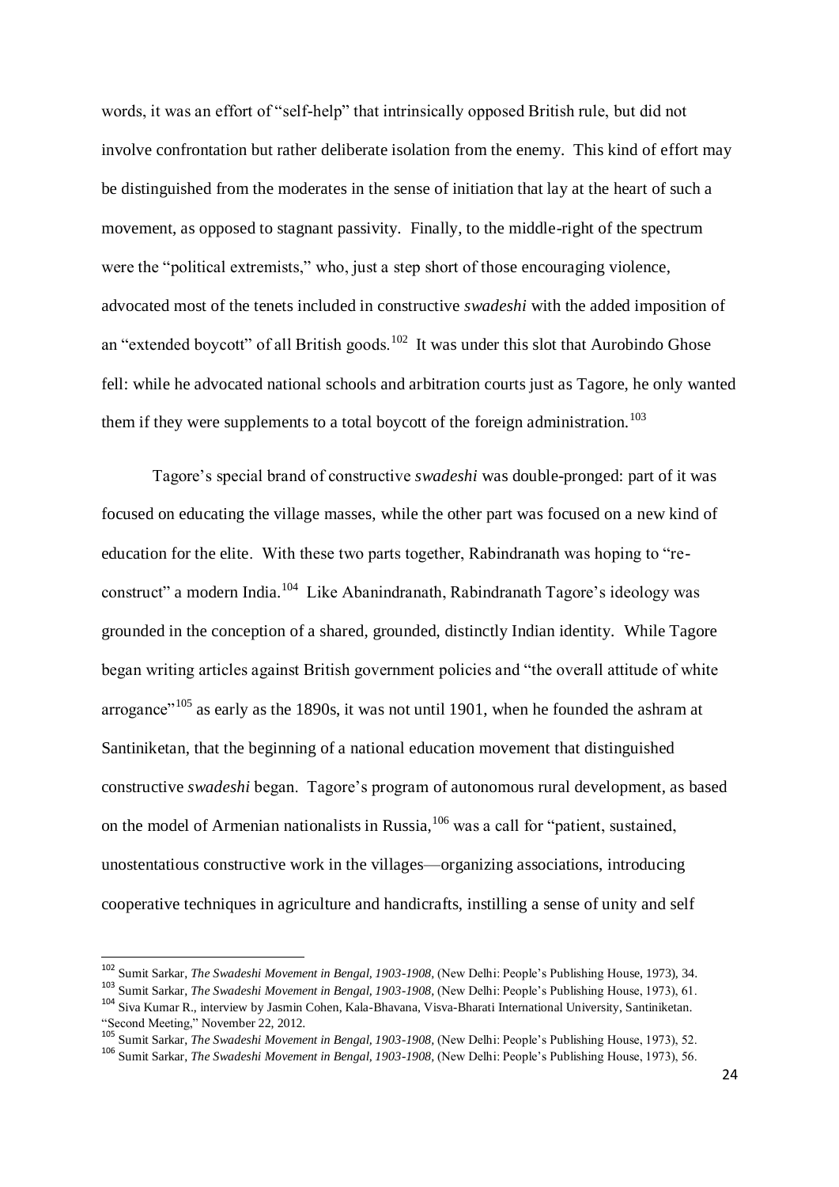words, it was an effort of "self-help" that intrinsically opposed British rule, but did not involve confrontation but rather deliberate isolation from the enemy. This kind of effort may be distinguished from the moderates in the sense of initiation that lay at the heart of such a movement, as opposed to stagnant passivity. Finally, to the middle-right of the spectrum were the "political extremists," who, just a step short of those encouraging violence, advocated most of the tenets included in constructive *swadeshi* with the added imposition of an "extended boycott" of all British goods.[102] It was under this slot that Aurobindo Ghose fell: while he advocated national schools and arbitration courts just as Tagore, he only wanted them if they were supplements to a total boycott of the foreign administration.[103]

Tagore's special brand of constructive *swadeshi* was double-pronged: part of it was focused on educating the village masses, while the other part was focused on a new kind of education for the elite. With these two parts together, Rabindranath was hoping to "re-construct" a modern India.[104] Like Abanindranath, Rabindranath Tagore's ideology was grounded in the conception of a shared, grounded, distinctly Indian identity. While Tagore began writing articles against British government policies and "the overall attitude of white arrogance"[105] as early as the 1890s, it was not until 1901, when he founded the ashram at Santiniketan, that the beginning of a national education movement that distinguished constructive *swadeshi* began. Tagore's program of autonomous rural development, as based on the model of Armenian nationalists in Russia,[106] was a call for "patient, sustained, unostentatious constructive work in the villages—organizing associations, introducing cooperative techniques in agriculture and handicrafts, instilling a sense of unity and self

---

[102] Sumit Sarkar, *The Swadeshi Movement in Bengal, 1903-1908*, (New Delhi: People's Publishing House, 1973), 34.

[103] Sumit Sarkar, *The Swadeshi Movement in Bengal, 1903-1908*, (New Delhi: People's Publishing House, 1973), 61.

[104] Siva Kumar R., interview by Jasmin Cohen, Kala-Bhavana, Visva-Bharati International University, Santiniketan. "Second Meeting," November 22, 2012.

[105] Sumit Sarkar, *The Swadeshi Movement in Bengal, 1903-1908*, (New Delhi: People's Publishing House, 1973), 52.

[106] Sumit Sarkar, *The Swadeshi Movement in Bengal, 1903-1908*, (New Delhi: People's Publishing House, 1973), 56.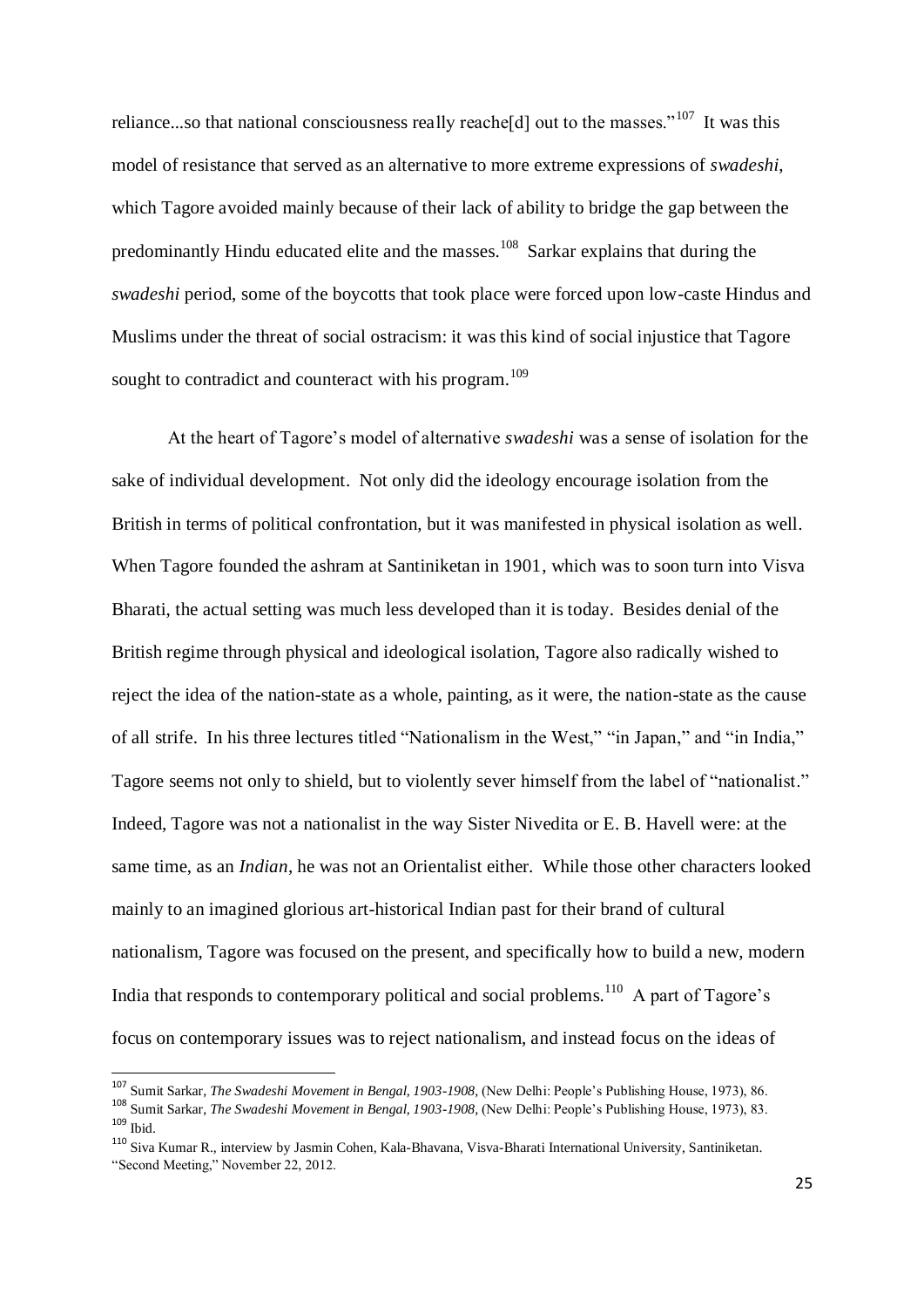reliance...so that national consciousness really reache[d] out to the masses."[107] It was this model of resistance that served as an alternative to more extreme expressions of *swadeshi*, which Tagore avoided mainly because of their lack of ability to bridge the gap between the predominantly Hindu educated elite and the masses.[108] Sarkar explains that during the *swadeshi* period, some of the boycotts that took place were forced upon low-caste Hindus and Muslims under the threat of social ostracism: it was this kind of social injustice that Tagore sought to contradict and counteract with his program.[109]

At the heart of Tagore's model of alternative *swadeshi* was a sense of isolation for the sake of individual development. Not only did the ideology encourage isolation from the British in terms of political confrontation, but it was manifested in physical isolation as well. When Tagore founded the ashram at Santiniketan in 1901, which was to soon turn into Visva Bharati, the actual setting was much less developed than it is today. Besides denial of the British regime through physical and ideological isolation, Tagore also radically wished to reject the idea of the nation-state as a whole, painting, as it were, the nation-state as the cause of all strife. In his three lectures titled "Nationalism in the West," "in Japan," and "in India," Tagore seems not only to shield, but to violently sever himself from the label of "nationalist." Indeed, Tagore was not a nationalist in the way Sister Nivedita or E. B. Havell were: at the same time, as an *Indian*, he was not an Orientalist either. While those other characters looked mainly to an imagined glorious art-historical Indian past for their brand of cultural nationalism, Tagore was focused on the present, and specifically how to build a new, modern India that responds to contemporary political and social problems.[110] A part of Tagore's focus on contemporary issues was to reject nationalism, and instead focus on the ideas of

---

[107] Sumit Sarkar, *The Swadeshi Movement in Bengal, 1903-1908*, (New Delhi: People's Publishing House, 1973), 86.

[108] Sumit Sarkar, *The Swadeshi Movement in Bengal, 1903-1908*, (New Delhi: People's Publishing House, 1973), 83.

[109] Ibid.

[110] Siva Kumar R., interview by Jasmin Cohen, Kala-Bhavana, Visva-Bharati International University, Santiniketan. "Second Meeting," November 22, 2012.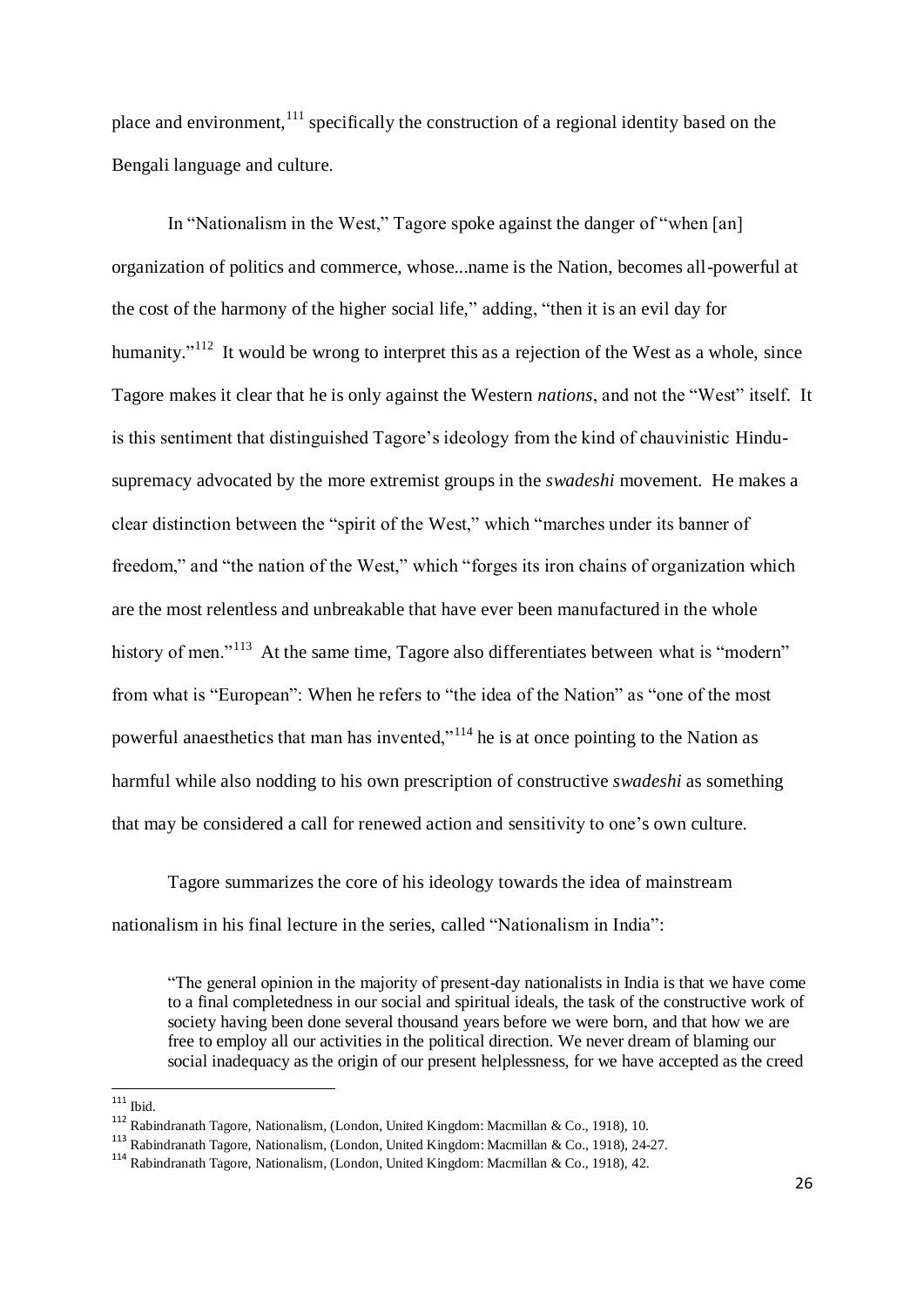place and environment,[111] specifically the construction of a regional identity based on the Bengali language and culture.

In "Nationalism in the West," Tagore spoke against the danger of "when [an] organization of politics and commerce, whose...name is the Nation, becomes all-powerful at the cost of the harmony of the higher social life," adding, "then it is an evil day for humanity."[112] It would be wrong to interpret this as a rejection of the West as a whole, since Tagore makes it clear that he is only against the Western *nations*, and not the "West" itself. It is this sentiment that distinguished Tagore's ideology from the kind of chauvinistic Hindu-supremacy advocated by the more extremist groups in the *swadeshi* movement. He makes a clear distinction between the "spirit of the West," which "marches under its banner of freedom," and "the nation of the West," which "forges its iron chains of organization which are the most relentless and unbreakable that have ever been manufactured in the whole history of men."[113] At the same time, Tagore also differentiates between what is "modern" from what is "European": When he refers to "the idea of the Nation" as "one of the most powerful anaesthetics that man has invented,"[114] he is at once pointing to the Nation as harmful while also nodding to his own prescription of constructive *swadeshi* as something that may be considered a call for renewed action and sensitivity to one's own culture.

Tagore summarizes the core of his ideology towards the idea of mainstream nationalism in his final lecture in the series, called "Nationalism in India":

> "The general opinion in the majority of present-day nationalists in India is that we have come to a final completedness in our social and spiritual ideals, the task of the constructive work of society having been done several thousand years before we were born, and that how we are free to employ all our activities in the political direction. We never dream of blaming our social inadequacy as the origin of our present helplessness, for we have accepted as the creed

---

[111] Ibid.

[112] Rabindranath Tagore, Nationalism, (London, United Kingdom: Macmillan & Co., 1918), 10.

[113] Rabindranath Tagore, Nationalism, (London, United Kingdom: Macmillan & Co., 1918), 24-27.

[114] Rabindranath Tagore, Nationalism, (London, United Kingdom: Macmillan & Co., 1918), 42.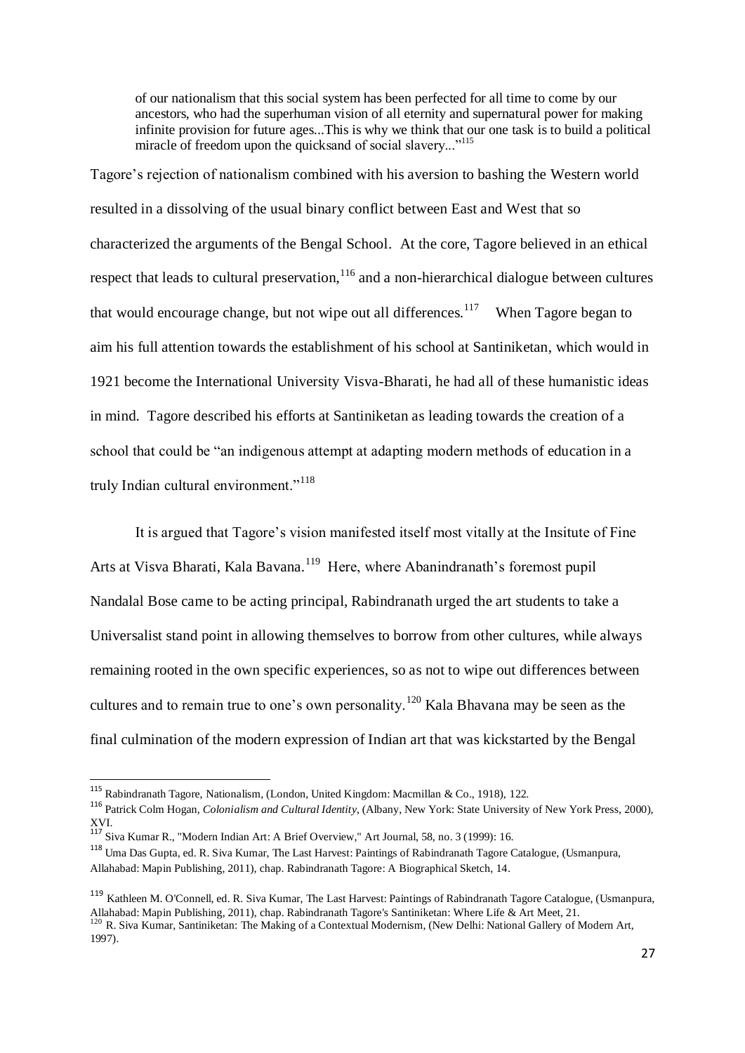> of our nationalism that this social system has been perfected for all time to come by our ancestors, who had the superhuman vision of all eternity and supernatural power for making infinite provision for future ages...This is why we think that our one task is to build a political miracle of freedom upon the quicksand of social slavery..."[115]

Tagore's rejection of nationalism combined with his aversion to bashing the Western world resulted in a dissolving of the usual binary conflict between East and West that so characterized the arguments of the Bengal School. At the core, Tagore believed in an ethical respect that leads to cultural preservation,[116] and a non-hierarchical dialogue between cultures that would encourage change, but not wipe out all differences.[117] When Tagore began to aim his full attention towards the establishment of his school at Santiniketan, which would in 1921 become the International University Visva-Bharati, he had all of these humanistic ideas in mind. Tagore described his efforts at Santiniketan as leading towards the creation of a school that could be "an indigenous attempt at adapting modern methods of education in a truly Indian cultural environment."[118]

It is argued that Tagore's vision manifested itself most vitally at the Insitute of Fine Arts at Visva Bharati, Kala Bavana.[119] Here, where Abanindranath's foremost pupil Nandalal Bose came to be acting principal, Rabindranath urged the art students to take a Universalist stand point in allowing themselves to borrow from other cultures, while always remaining rooted in the own specific experiences, so as not to wipe out differences between cultures and to remain true to one's own personality.[120] Kala Bhavana may be seen as the final culmination of the modern expression of Indian art that was kickstarted by the Bengal

---

[115] Rabindranath Tagore, Nationalism, (London, United Kingdom: Macmillan & Co., 1918), 122.

[116] Patrick Colm Hogan, *Colonialism and Cultural Identity*, (Albany, New York: State University of New York Press, 2000), XVI.

[117] Siva Kumar R., "Modern Indian Art: A Brief Overview," Art Journal, 58, no. 3 (1999): 16.

[118] Uma Das Gupta, ed. R. Siva Kumar, The Last Harvest: Paintings of Rabindranath Tagore Catalogue, (Usmanpura, Allahabad: Mapin Publishing, 2011), chap. Rabindranath Tagore: A Biographical Sketch, 14.

[119] Kathleen M. O'Connell, ed. R. Siva Kumar, The Last Harvest: Paintings of Rabindranath Tagore Catalogue, (Usmanpura, Allahabad: Mapin Publishing, 2011), chap. Rabindranath Tagore's Santiniketan: Where Life & Art Meet, 21.

[120] R. Siva Kumar, Santiniketan: The Making of a Contextual Modernism, (New Delhi: National Gallery of Modern Art, 1997).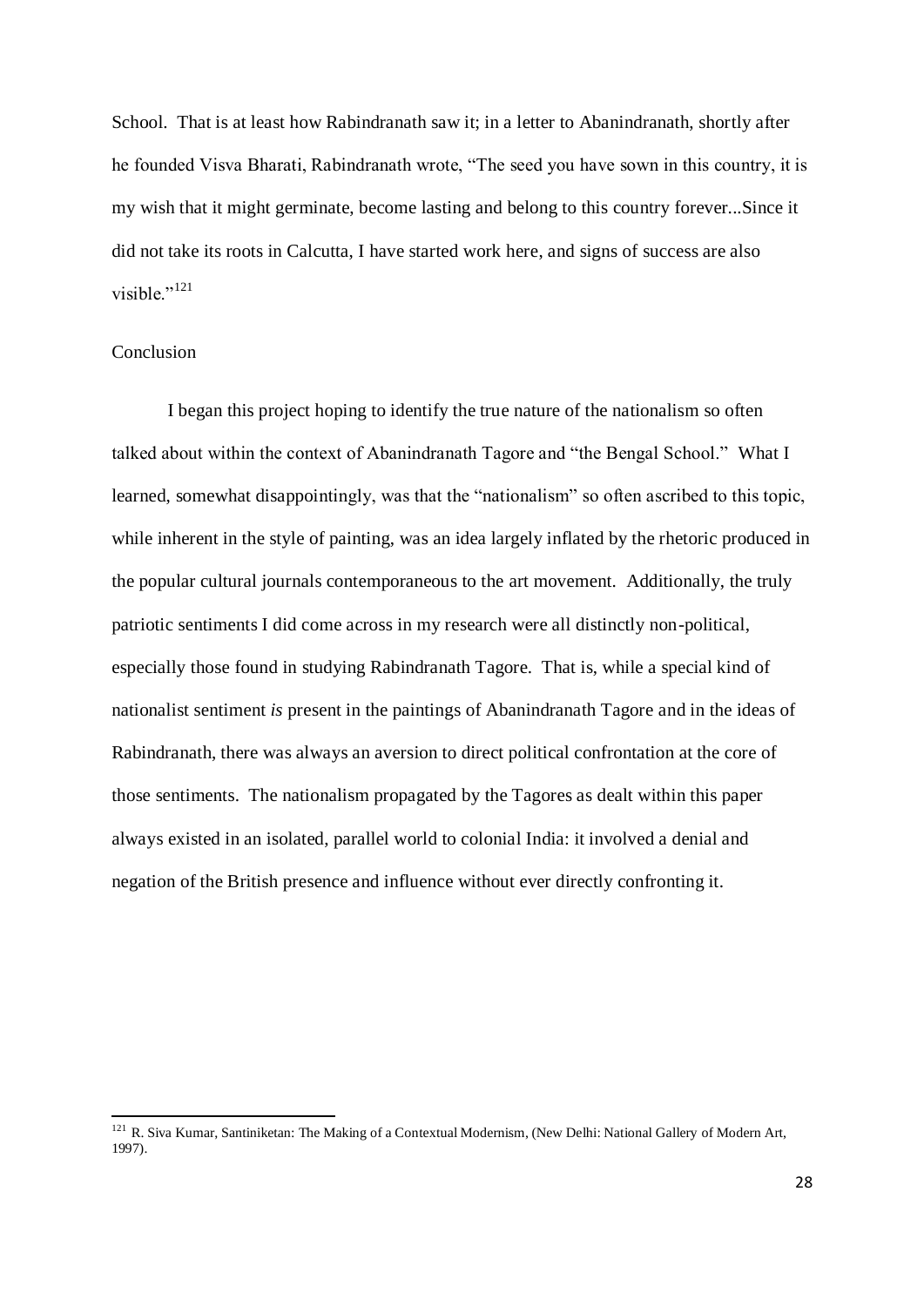School. That is at least how Rabindranath saw it; in a letter to Abanindranath, shortly after he founded Visva Bharati, Rabindranath wrote, "The seed you have sown in this country, it is my wish that it might germinate, become lasting and belong to this country forever...Since it did not take its roots in Calcutta, I have started work here, and signs of success are also visible."[121]

## Conclusion

I began this project hoping to identify the true nature of the nationalism so often talked about within the context of Abanindranath Tagore and "the Bengal School." What I learned, somewhat disappointingly, was that the "nationalism" so often ascribed to this topic, while inherent in the style of painting, was an idea largely inflated by the rhetoric produced in the popular cultural journals contemporaneous to the art movement. Additionally, the truly patriotic sentiments I did come across in my research were all distinctly non-political, especially those found in studying Rabindranath Tagore. That is, while a special kind of nationalist sentiment *is* present in the paintings of Abanindranath Tagore and in the ideas of Rabindranath, there was always an aversion to direct political confrontation at the core of those sentiments. The nationalism propagated by the Tagores as dealt within this paper always existed in an isolated, parallel world to colonial India: it involved a denial and negation of the British presence and influence without ever directly confronting it.

---

[121] R. Siva Kumar, Santiniketan: The Making of a Contextual Modernism, (New Delhi: National Gallery of Modern Art, 1997).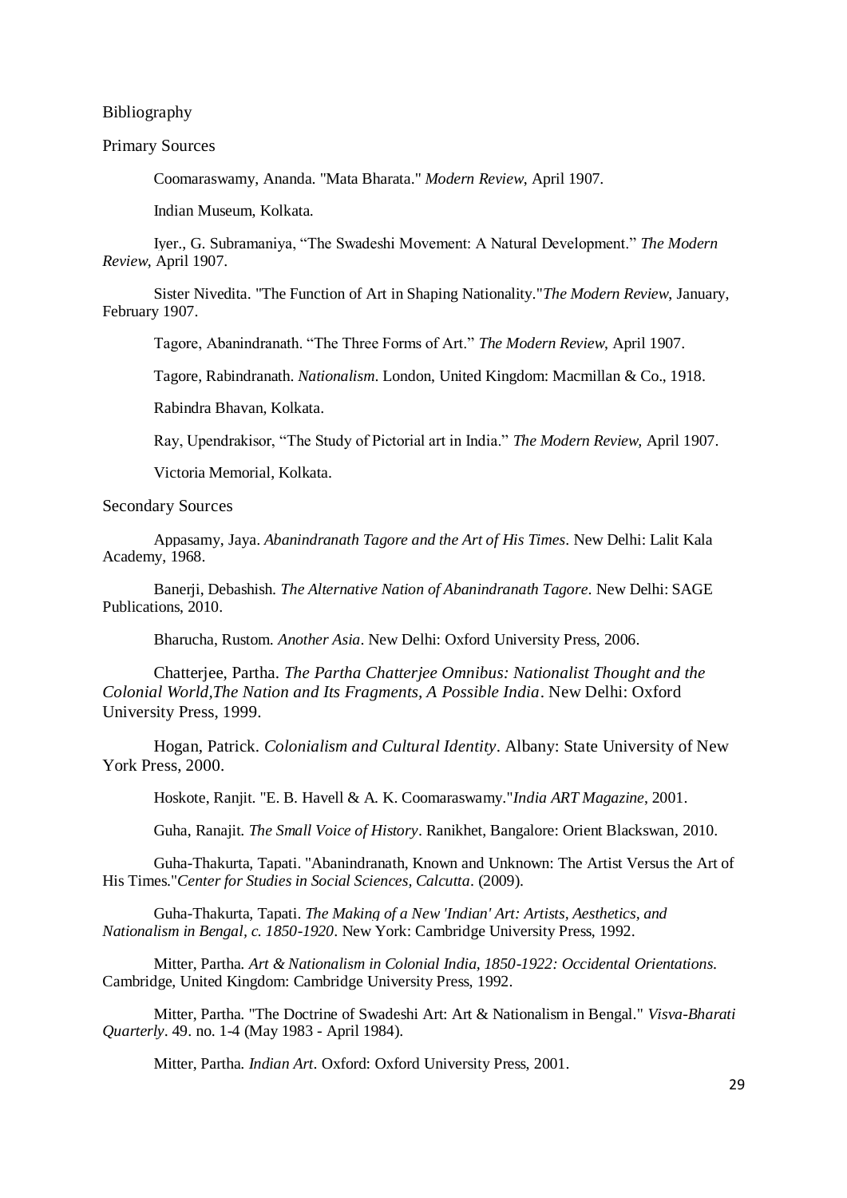# Bibliography

## Primary Sources

Coomaraswamy, Ananda. "Mata Bharata." *Modern Review*, April 1907.

Indian Museum, Kolkata.

Iyer., G. Subramaniya, "The Swadeshi Movement: A Natural Development." *The Modern Review*, April 1907.

Sister Nivedita. "The Function of Art in Shaping Nationality."*The Modern Review*, January, February 1907.

Tagore, Abanindranath. "The Three Forms of Art." *The Modern Review*, April 1907.

Tagore, Rabindranath. *Nationalism*. London, United Kingdom: Macmillan & Co., 1918.

Rabindra Bhavan, Kolkata.

Ray, Upendrakisor, "The Study of Pictorial art in India." *The Modern Review,* April 1907.

Victoria Memorial, Kolkata.

## Secondary Sources

Appasamy, Jaya. *Abanindranath Tagore and the Art of His Times*. New Delhi: Lalit Kala Academy, 1968.

Banerji, Debashish. *The Alternative Nation of Abanindranath Tagore*. New Delhi: SAGE Publications, 2010.

Bharucha, Rustom. *Another Asia*. New Delhi: Oxford University Press, 2006.

Chatterjee, Partha. *The Partha Chatterjee Omnibus: Nationalist Thought and the Colonial World,The Nation and Its Fragments, A Possible India*. New Delhi: Oxford University Press, 1999.

Hogan, Patrick. *Colonialism and Cultural Identity*. Albany: State University of New York Press, 2000.

Hoskote, Ranjit. "E. B. Havell & A. K. Coomaraswamy."*India ART Magazine*, 2001.

Guha, Ranajit. *The Small Voice of History*. Ranikhet, Bangalore: Orient Blackswan, 2010.

Guha-Thakurta, Tapati. "Abanindranath, Known and Unknown: The Artist Versus the Art of His Times."*Center for Studies in Social Sciences, Calcutta*. (2009).

Guha-Thakurta, Tapati. *The Making of a New 'Indian' Art: Artists, Aesthetics, and Nationalism in Bengal, c. 1850-1920*. New York: Cambridge University Press, 1992.

Mitter, Partha. *Art & Nationalism in Colonial India, 1850-1922: Occidental Orientations.* Cambridge, United Kingdom: Cambridge University Press, 1992.

Mitter, Partha. "The Doctrine of Swadeshi Art: Art & Nationalism in Bengal." *Visva-Bharati Quarterly*. 49. no. 1-4 (May 1983 - April 1984).

Mitter, Partha. *Indian Art*. Oxford: Oxford University Press, 2001.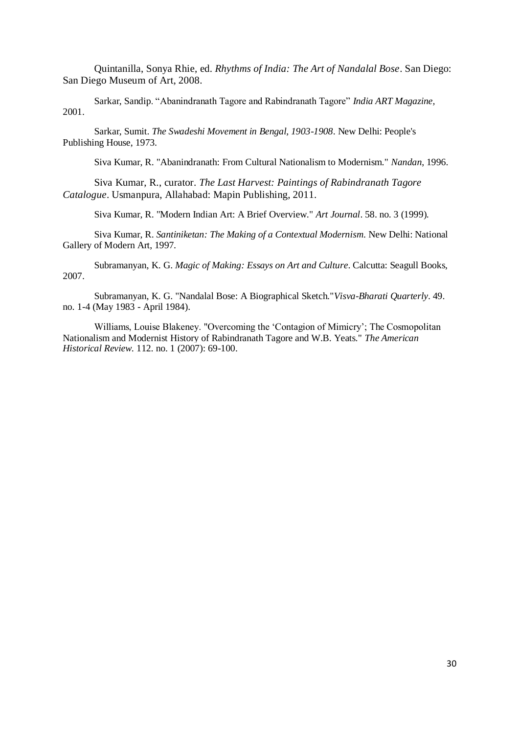Quintanilla, Sonya Rhie, ed. *Rhythms of India: The Art of Nandalal Bose*. San Diego: San Diego Museum of Art, 2008.

Sarkar, Sandip. “Abanindranath Tagore and Rabindranath Tagore” *India ART Magazine*, 2001.

Sarkar, Sumit. *The Swadeshi Movement in Bengal, 1903-1908*. New Delhi: People's Publishing House, 1973.

Siva Kumar, R. "Abanindranath: From Cultural Nationalism to Modernism." *Nandan*, 1996.

Siva Kumar, R., curator. *The Last Harvest: Paintings of Rabindranath Tagore Catalogue*. Usmanpura, Allahabad: Mapin Publishing, 2011.

Siva Kumar, R. "Modern Indian Art: A Brief Overview." *Art Journal*. 58. no. 3 (1999).

Siva Kumar, R. *Santiniketan: The Making of a Contextual Modernism*. New Delhi: National Gallery of Modern Art, 1997.

Subramanyan, K. G. *Magic of Making: Essays on Art and Culture*. Calcutta: Seagull Books, 2007.

Subramanyan, K. G. "Nandalal Bose: A Biographical Sketch."*Visva-Bharati Quarterly*. 49. no. 1-4 (May 1983 - April 1984).

Williams, Louise Blakeney. "Overcoming the ‘Contagion of Mimicry’; The Cosmopolitan Nationalism and Modernist History of Rabindranath Tagore and W.B. Yeats." *The American Historical Review*. 112. no. 1 (2007): 69-100.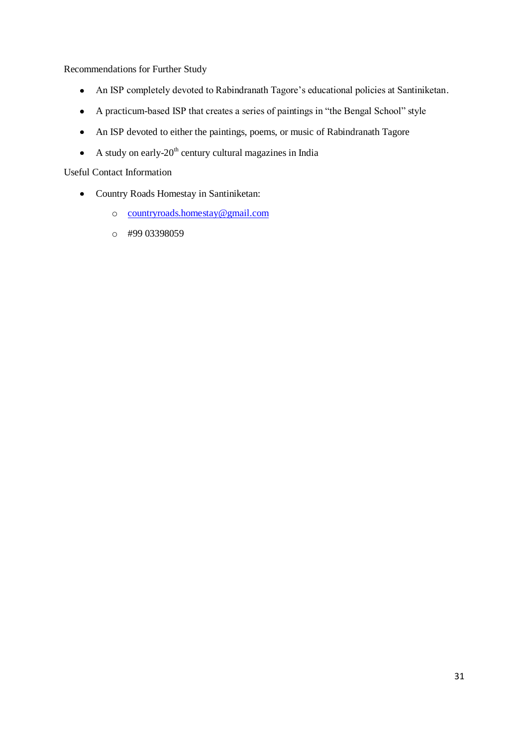Recommendations for Further Study

- An ISP completely devoted to Rabindranath Tagore's educational policies at Santiniketan.
- A practicum-based ISP that creates a series of paintings in "the Bengal School" style
- An ISP devoted to either the paintings, poems, or music of Rabindranath Tagore
- A study on early-20th century cultural magazines in India

Useful Contact Information

- Country Roads Homestay in Santiniketan:
  - countryroads.homestay@gmail.com
  - #99 03398059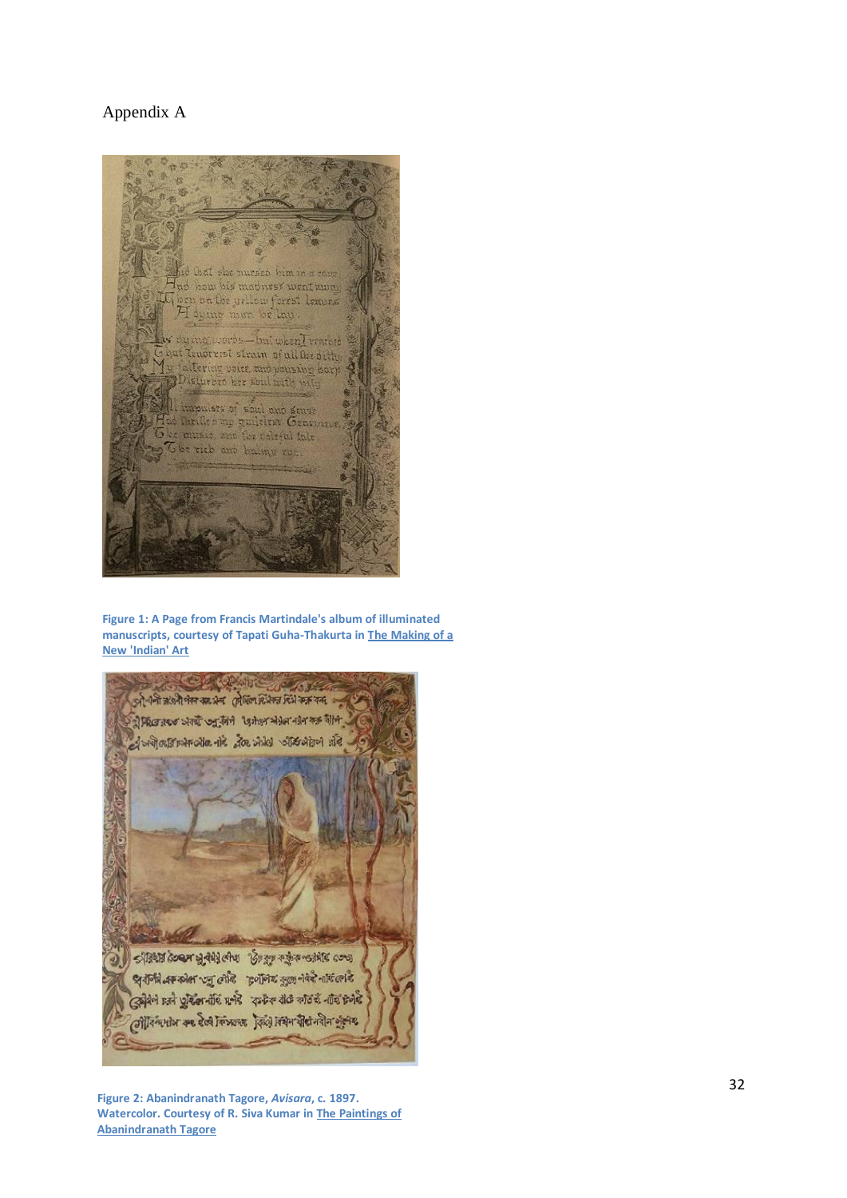Appendix A

**Figure 1: A Page from Francis Martindale's album of illuminated manuscripts, courtesy of Tapati Guha-Thakurta in The Making of a New 'Indian' Art**

**Figure 2: Abanindranath Tagore, *Avisara*, c. 1897. Watercolor. Courtesy of R. Siva Kumar in The Paintings of Abanindranath Tagore**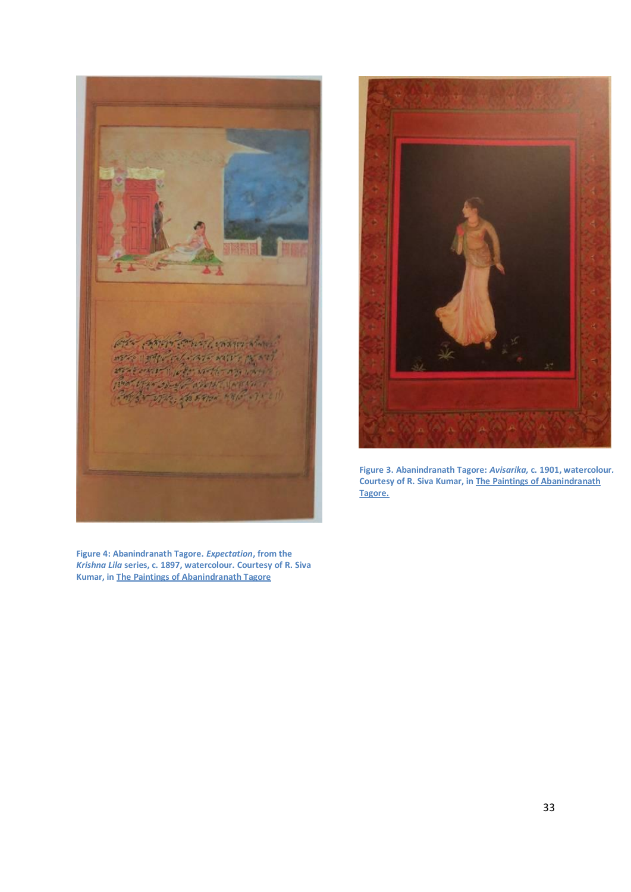Figure 3. Abanindranath Tagore: ***Avisarika,*** c. 1901, watercolour. Courtesy of R. Siva Kumar, in The Paintings of Abanindranath Tagore.

Figure 4: Abanindranath Tagore. ***Expectation***, from the ***Krishna Lila*** series, c. 1897, watercolour. Courtesy of R. Siva Kumar, in The Paintings of Abanindranath Tagore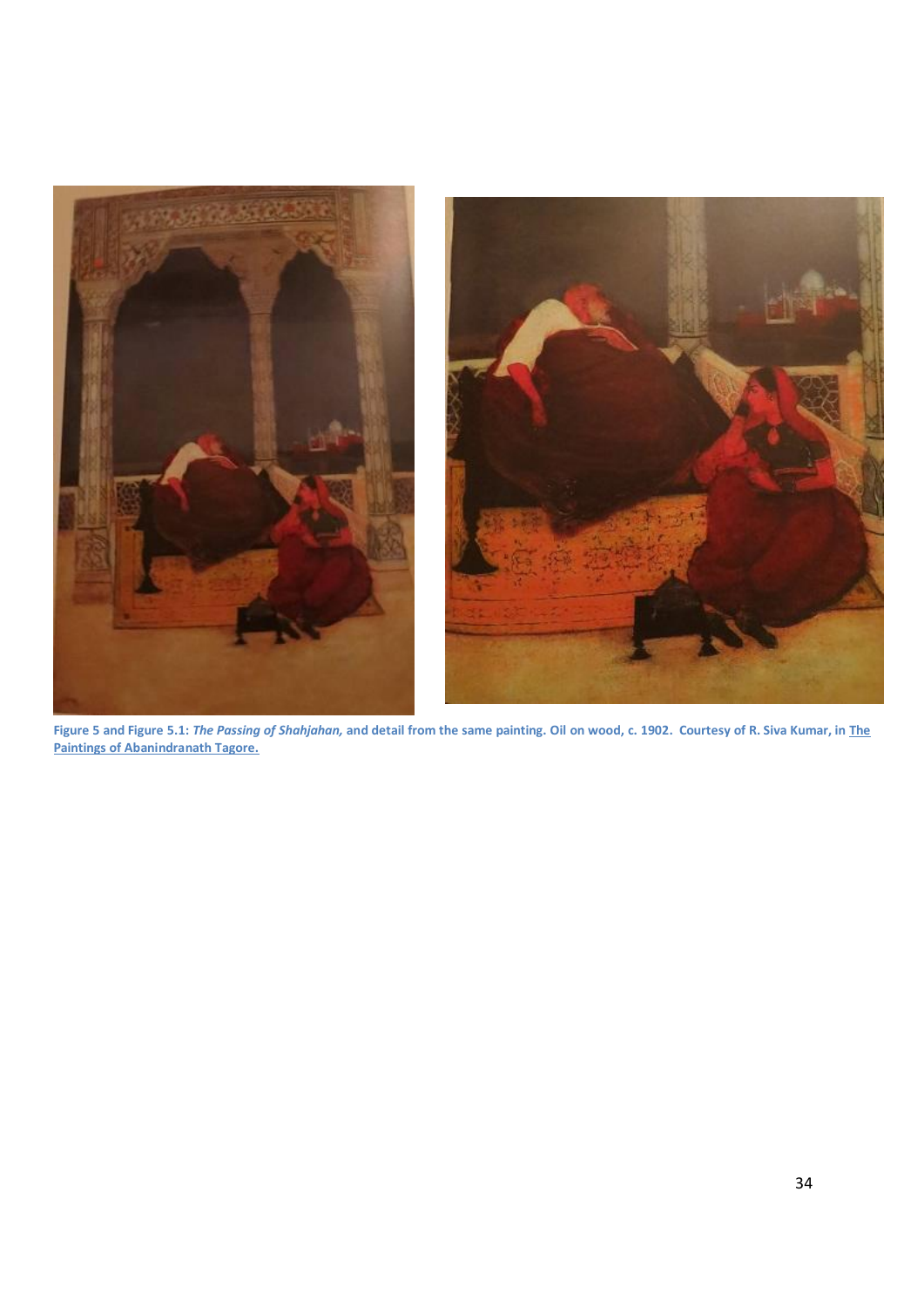**Figure 5 and Figure 5.1:** ***The Passing of Shahjahan,*** **and detail from the same painting. Oil on wood, c. 1902. Courtesy of R. Siva Kumar, in** **The Paintings of Abanindranath Tagore.**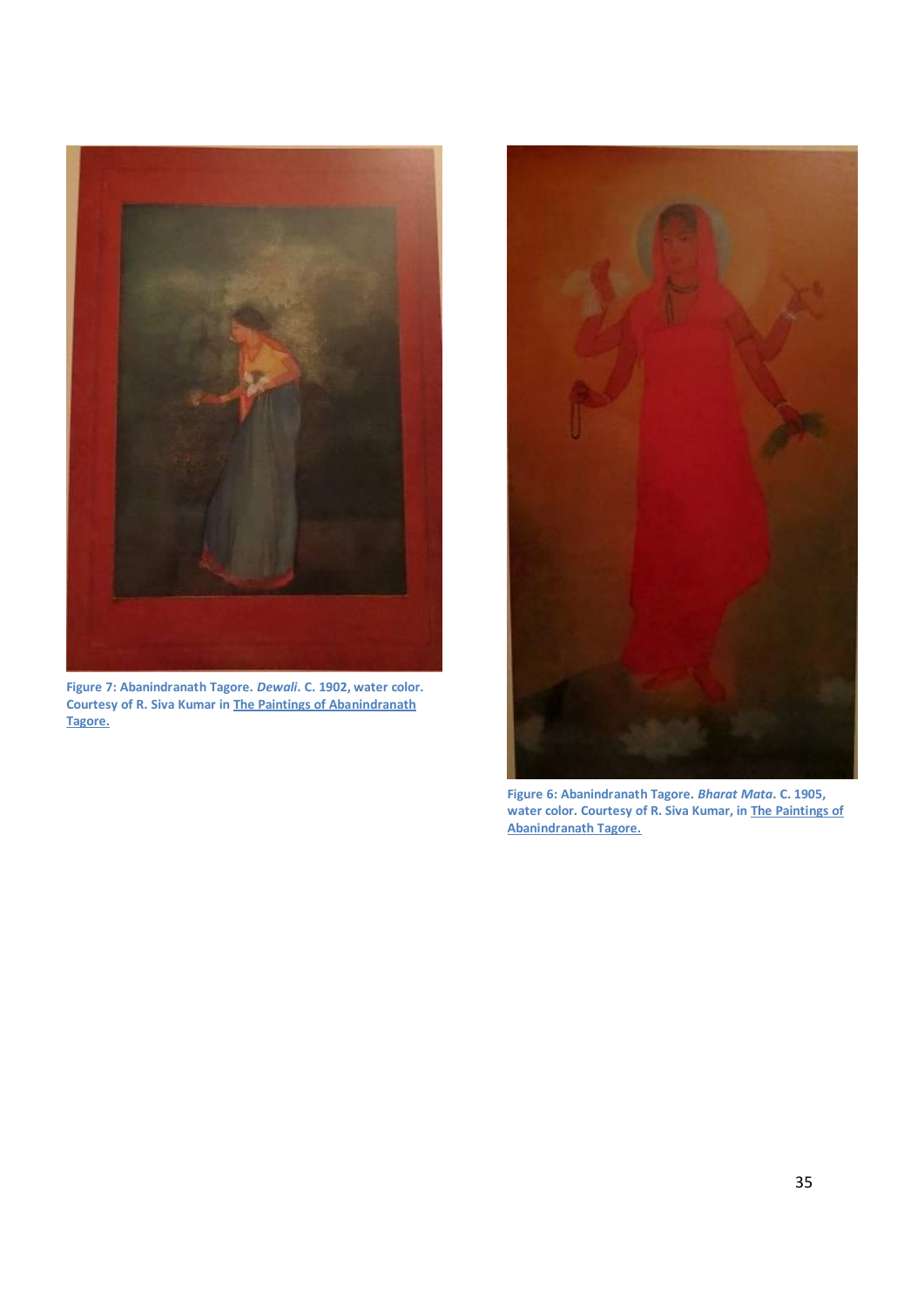**Figure 7: Abanindranath Tagore. *Dewali*. C. 1902, water color. Courtesy of R. Siva Kumar in The Paintings of Abanindranath Tagore.**

**Figure 6: Abanindranath Tagore. *Bharat Mata*. C. 1905, water color. Courtesy of R. Siva Kumar, in The Paintings of Abanindranath Tagore.**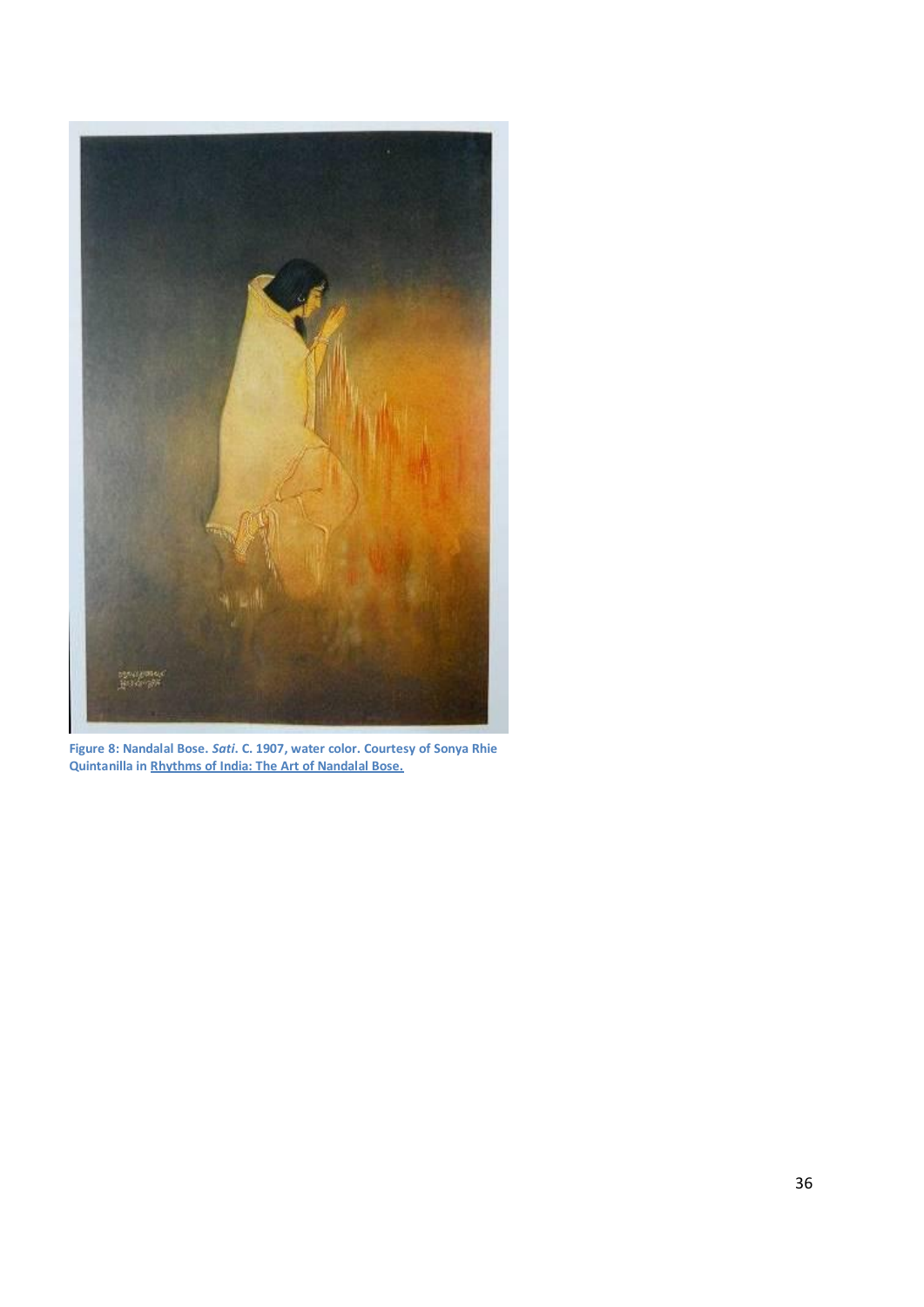**Figure 8: Nandalal Bose. *Sati*. C. 1907, water color. Courtesy of Sonya Rhie Quintanilla in Rhythms of India: The Art of Nandalal Bose.**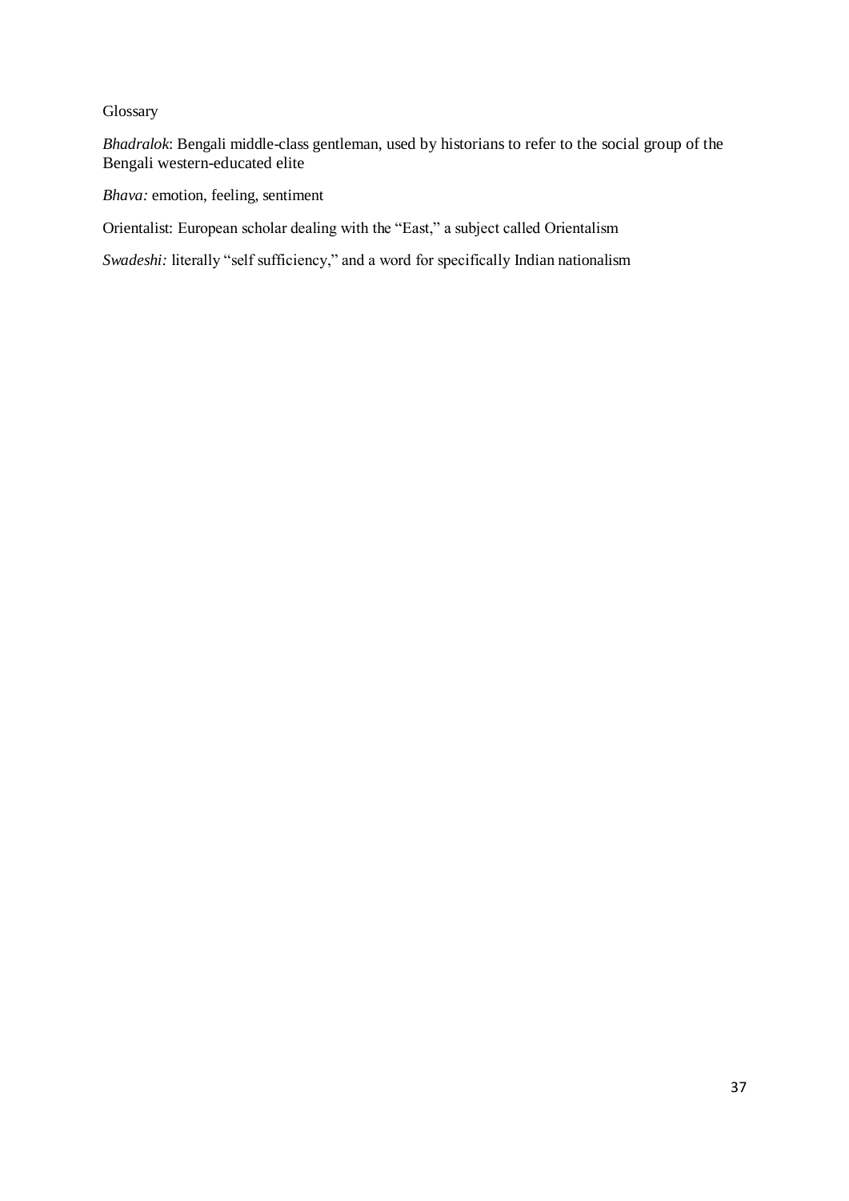## Glossary

*Bhadralok*: Bengali middle-class gentleman, used by historians to refer to the social group of the Bengali western-educated elite

*Bhava:* emotion, feeling, sentiment

Orientalist: European scholar dealing with the "East," a subject called Orientalism

*Swadeshi:* literally "self sufficiency," and a word for specifically Indian nationalism